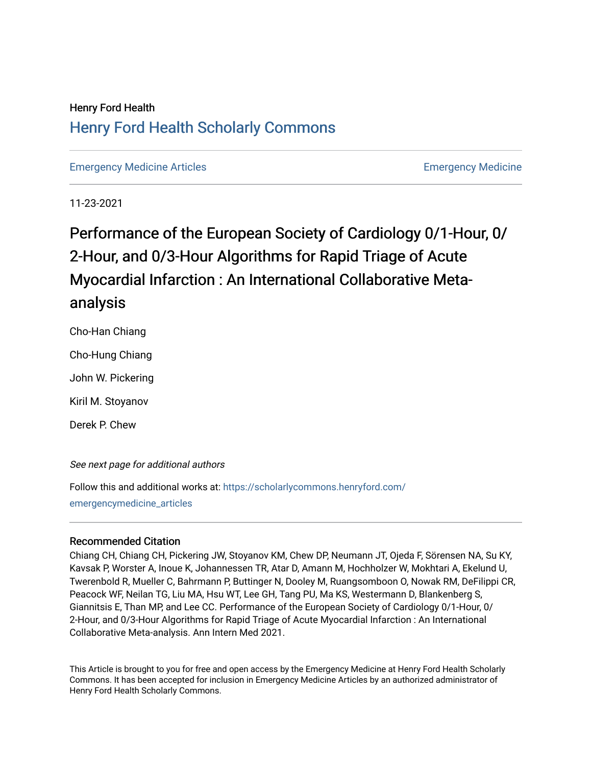Henry Ford Health

# Henry Ford Health Scholarly Commons

Emergency Medicine Articles | Emergency Medicine

11-23-2021

# Performance of the European Society of Cardiology 0/1-Hour, 0/2-Hour, and 0/3-Hour Algorithms for Rapid Triage of Acute Myocardial Infarction : An International Collaborative Meta-analysis

Cho-Han Chiang

Cho-Hung Chiang

John W. Pickering

Kiril M. Stoyanov

Derek P. Chew

*See next page for additional authors*

Follow this and additional works at: https://scholarlycommons.henryford.com/emergencymedicine_articles

## Recommended Citation

Chiang CH, Chiang CH, Pickering JW, Stoyanov KM, Chew DP, Neumann JT, Ojeda F, Sörensen NA, Su KY, Kavsak P, Worster A, Inoue K, Johannessen TR, Atar D, Amann M, Hochholzer W, Mokhtari A, Ekelund U, Twerenbold R, Mueller C, Bahrmann P, Buttinger N, Dooley M, Ruangsomboon O, Nowak RM, DeFilippi CR, Peacock WF, Neilan TG, Liu MA, Hsu WT, Lee GH, Tang PU, Ma KS, Westermann D, Blankenberg S, Giannitsis E, Than MP, and Lee CC. Performance of the European Society of Cardiology 0/1-Hour, 0/2-Hour, and 0/3-Hour Algorithms for Rapid Triage of Acute Myocardial Infarction : An International Collaborative Meta-analysis. Ann Intern Med 2021.

This Article is brought to you for free and open access by the Emergency Medicine at Henry Ford Health Scholarly Commons. It has been accepted for inclusion in Emergency Medicine Articles by an authorized administrator of Henry Ford Health Scholarly Commons.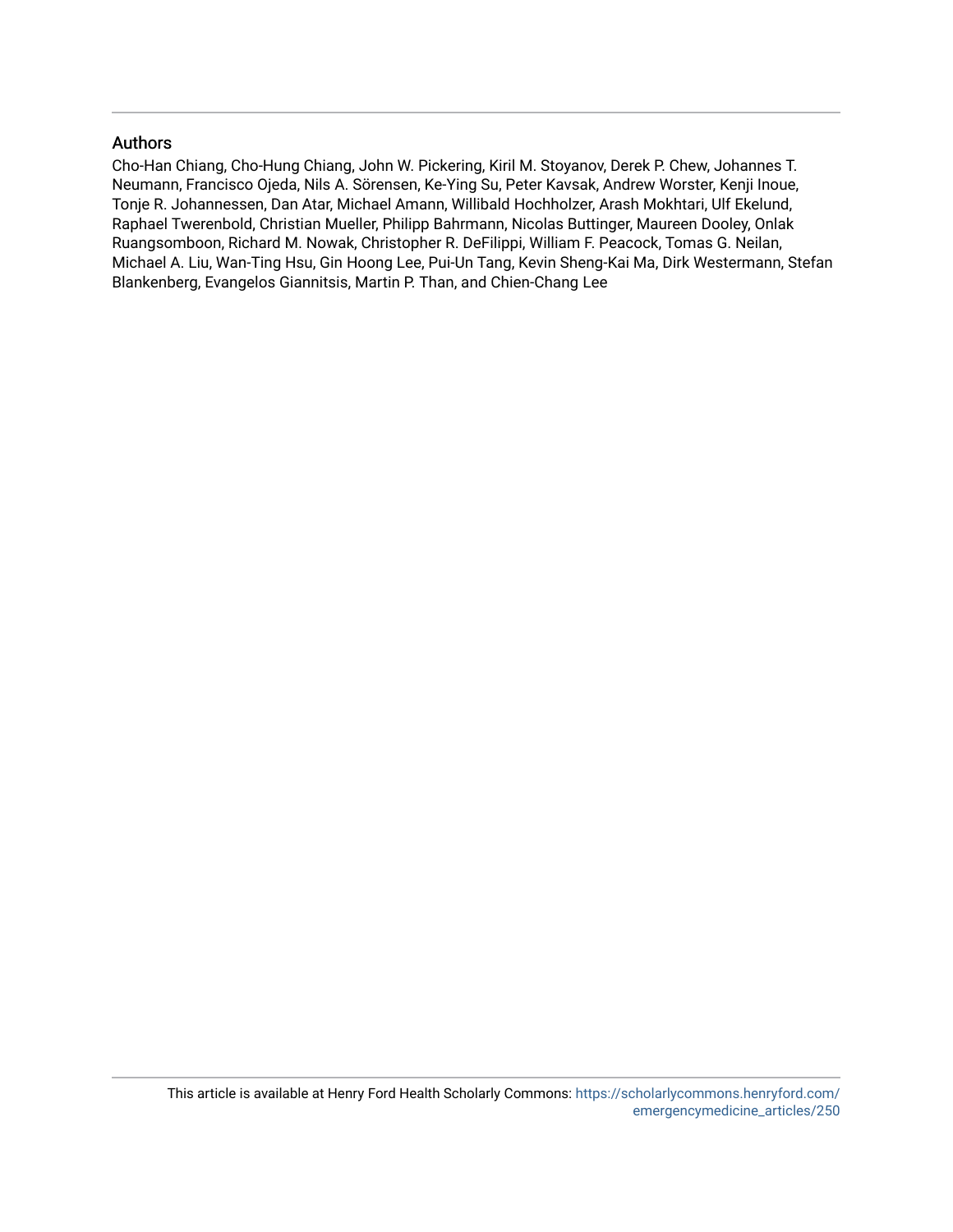## Authors

Cho-Han Chiang, Cho-Hung Chiang, John W. Pickering, Kiril M. Stoyanov, Derek P. Chew, Johannes T. Neumann, Francisco Ojeda, Nils A. Sörensen, Ke-Ying Su, Peter Kavsak, Andrew Worster, Kenji Inoue, Tonje R. Johannessen, Dan Atar, Michael Amann, Willibald Hochholzer, Arash Mokhtari, Ulf Ekelund, Raphael Twerenbold, Christian Mueller, Philipp Bahrmann, Nicolas Buttinger, Maureen Dooley, Onlak Ruangsomboon, Richard M. Nowak, Christopher R. DeFilippi, William F. Peacock, Tomas G. Neilan, Michael A. Liu, Wan-Ting Hsu, Gin Hoong Lee, Pui-Un Tang, Kevin Sheng-Kai Ma, Dirk Westermann, Stefan Blankenberg, Evangelos Giannitsis, Martin P. Than, and Chien-Chang Lee

This article is available at Henry Ford Health Scholarly Commons: https://scholarlycommons.henryford.com/emergencymedicine_articles/250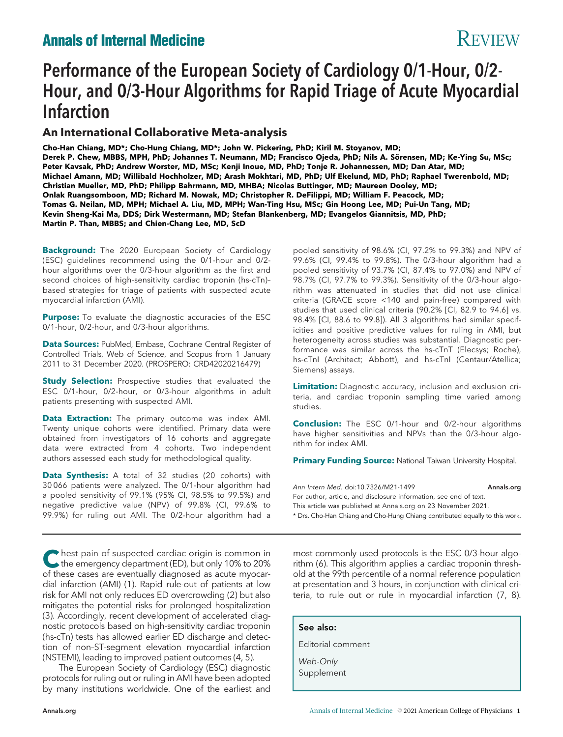# Performance of the European Society of Cardiology 0/1-Hour, 0/2-Hour, and 0/3-Hour Algorithms for Rapid Triage of Acute Myocardial Infarction

## An International Collaborative Meta-analysis

**Cho-Han Chiang, MD\*; Cho-Hung Chiang, MD\*; John W. Pickering, PhD; Kiril M. Stoyanov, MD; Derek P. Chew, MBBS, MPH, PhD; Johannes T. Neumann, MD; Francisco Ojeda, PhD; Nils A. Sörensen, MD; Ke-Ying Su, MSc; Peter Kavsak, PhD; Andrew Worster, MD, MSc; Kenji Inoue, MD, PhD; Tonje R. Johannessen, MD; Dan Atar, MD; Michael Amann, MD; Willibald Hochholzer, MD; Arash Mokhtari, MD, PhD; Ulf Ekelund, MD, PhD; Raphael Twerenbold, MD; Christian Mueller, MD, PhD; Philipp Bahrmann, MD, MHBA; Nicolas Buttinger, MD; Maureen Dooley, MD; Onlak Ruangsomboon, MD; Richard M. Nowak, MD; Christopher R. DeFilippi, MD; William F. Peacock, MD; Tomas G. Neilan, MD, MPH; Michael A. Liu, MD, MPH; Wan-Ting Hsu, MSc; Gin Hoong Lee, MD; Pui-Un Tang, MD; Kevin Sheng-Kai Ma, DDS; Dirk Westermann, MD; Stefan Blankenberg, MD; Evangelos Giannitsis, MD, PhD; Martin P. Than, MBBS; and Chien-Chang Lee, MD, ScD**

**Background:** The 2020 European Society of Cardiology (ESC) guidelines recommend using the 0/1-hour and 0/2-hour algorithms over the 0/3-hour algorithm as the first and second choices of high-sensitivity cardiac troponin (hs-cTn)–based strategies for triage of patients with suspected acute myocardial infarction (AMI).

**Purpose:** To evaluate the diagnostic accuracies of the ESC 0/1-hour, 0/2-hour, and 0/3-hour algorithms.

**Data Sources:** PubMed, Embase, Cochrane Central Register of Controlled Trials, Web of Science, and Scopus from 1 January 2011 to 31 December 2020. (PROSPERO: CRD42020216479)

**Study Selection:** Prospective studies that evaluated the ESC 0/1-hour, 0/2-hour, or 0/3-hour algorithms in adult patients presenting with suspected AMI.

**Data Extraction:** The primary outcome was index AMI. Twenty unique cohorts were identified. Primary data were obtained from investigators of 16 cohorts and aggregate data were extracted from 4 cohorts. Two independent authors assessed each study for methodological quality.

**Data Synthesis:** A total of 32 studies (20 cohorts) with 30 066 patients were analyzed. The 0/1-hour algorithm had a pooled sensitivity of 99.1% (95% CI, 98.5% to 99.5%) and negative predictive value (NPV) of 99.8% (CI, 99.6% to 99.9%) for ruling out AMI. The 0/2-hour algorithm had a pooled sensitivity of 98.6% (CI, 97.2% to 99.3%) and NPV of 99.6% (CI, 99.4% to 99.8%). The 0/3-hour algorithm had a pooled sensitivity of 93.7% (CI, 87.4% to 97.0%) and NPV of 98.7% (CI, 97.7% to 99.3%). Sensitivity of the 0/3-hour algorithm was attenuated in studies that did not use clinical criteria (GRACE score <140 and pain-free) compared with studies that used clinical criteria (90.2% [CI, 82.9 to 94.6] vs. 98.4% [CI, 88.6 to 99.8]). All 3 algorithms had similar specificities and positive predictive values for ruling in AMI, but heterogeneity across studies was substantial. Diagnostic performance was similar across the hs-cTnT (Elecsys; Roche), hs-cTnI (Architect; Abbott), and hs-cTnI (Centaur/Atellica; Siemens) assays.

**Limitation:** Diagnostic accuracy, inclusion and exclusion criteria, and cardiac troponin sampling time varied among studies.

**Conclusion:** The ESC 0/1-hour and 0/2-hour algorithms have higher sensitivities and NPVs than the 0/3-hour algorithm for index AMI.

**Primary Funding Source:** National Taiwan University Hospital.

*Ann Intern Med.* doi:10.7326/M21-1499 **Annals.org**
For author, article, and disclosure information, see end of text.
This article was published at Annals.org on 23 November 2021.
\* Drs. Cho-Han Chiang and Cho-Hung Chiang contributed equally to this work.

Chest pain of suspected cardiac origin is common in the emergency department (ED), but only 10% to 20% of these cases are eventually diagnosed as acute myocardial infarction (AMI) (1). Rapid rule-out of patients at low risk for AMI not only reduces ED overcrowding (2) but also mitigates the potential risks for prolonged hospitalization (3). Accordingly, recent development of accelerated diagnostic protocols based on high-sensitivity cardiac troponin (hs-cTn) tests has allowed earlier ED discharge and detection of non–ST-segment elevation myocardial infarction (NSTEMI), leading to improved patient outcomes (4, 5).

The European Society of Cardiology (ESC) diagnostic protocols for ruling out or ruling in AMI have been adopted by many institutions worldwide. One of the earliest and most commonly used protocols is the ESC 0/3-hour algorithm (6). This algorithm applies a cardiac troponin threshold at the 99th percentile of a normal reference population at presentation and 3 hours, in conjunction with clinical criteria, to rule out or rule in myocardial infarction (7, 8).

**See also:**

Editorial comment

*Web-Only*
Supplement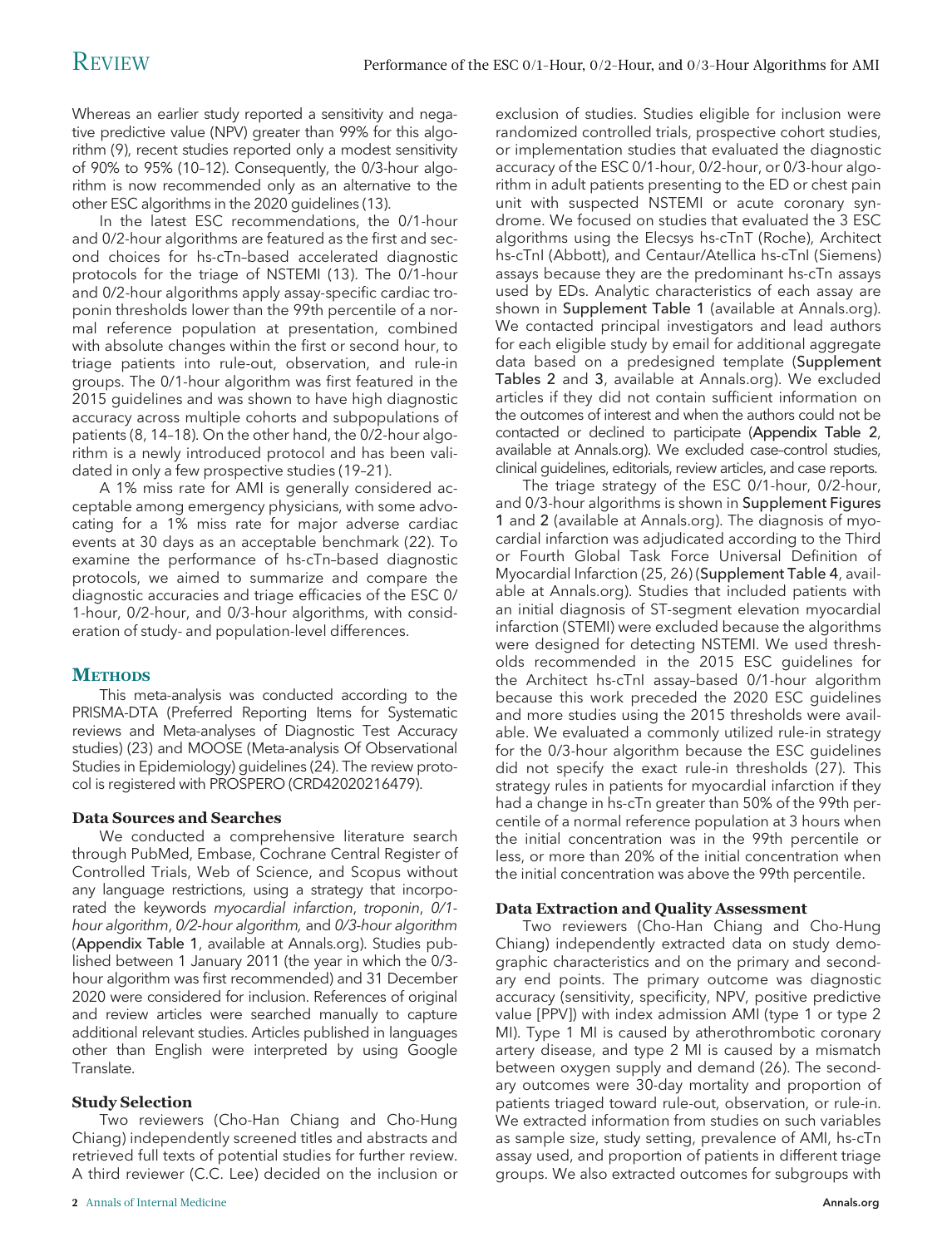Whereas an earlier study reported a sensitivity and negative predictive value (NPV) greater than 99% for this algorithm (9), recent studies reported only a modest sensitivity of 90% to 95% (10–12). Consequently, the 0/3-hour algorithm is now recommended only as an alternative to the other ESC algorithms in the 2020 guidelines (13).

In the latest ESC recommendations, the 0/1-hour and 0/2-hour algorithms are featured as the first and second choices for hs-cTn–based accelerated diagnostic protocols for the triage of NSTEMI (13). The 0/1-hour and 0/2-hour algorithms apply assay-specific cardiac troponin thresholds lower than the 99th percentile of a normal reference population at presentation, combined with absolute changes within the first or second hour, to triage patients into rule-out, observation, and rule-in groups. The 0/1-hour algorithm was first featured in the 2015 guidelines and was shown to have high diagnostic accuracy across multiple cohorts and subpopulations of patients (8, 14–18). On the other hand, the 0/2-hour algorithm is a newly introduced protocol and has been validated in only a few prospective studies (19–21).

A 1% miss rate for AMI is generally considered acceptable among emergency physicians, with some advocating for a 1% miss rate for major adverse cardiac events at 30 days as an acceptable benchmark (22). To examine the performance of hs-cTn–based diagnostic protocols, we aimed to summarize and compare the diagnostic accuracies and triage efficacies of the ESC 0/1-hour, 0/2-hour, and 0/3-hour algorithms, with consideration of study- and population-level differences.

## Methods

This meta-analysis was conducted according to the PRISMA-DTA (Preferred Reporting Items for Systematic reviews and Meta-analyses of Diagnostic Test Accuracy studies) (23) and MOOSE (Meta-analysis Of Observational Studies in Epidemiology) guidelines (24). The review protocol is registered with PROSPERO (CRD42020216479).

### Data Sources and Searches

We conducted a comprehensive literature search through PubMed, Embase, Cochrane Central Register of Controlled Trials, Web of Science, and Scopus without any language restrictions, using a strategy that incorporated the keywords *myocardial infarction*, *troponin*, *0/1-hour algorithm*, *0/2-hour algorithm*, and *0/3-hour algorithm* (**Appendix Table 1**, available at Annals.org). Studies published between 1 January 2011 (the year in which the 0/3-hour algorithm was first recommended) and 31 December 2020 were considered for inclusion. References of original and review articles were searched manually to capture additional relevant studies. Articles published in languages other than English were interpreted by using Google Translate.

### Study Selection

Two reviewers (Cho-Han Chiang and Cho-Hung Chiang) independently screened titles and abstracts and retrieved full texts of potential studies for further review. A third reviewer (C.C. Lee) decided on the inclusion or exclusion of studies. Studies eligible for inclusion were randomized controlled trials, prospective cohort studies, or implementation studies that evaluated the diagnostic accuracy of the ESC 0/1-hour, 0/2-hour, or 0/3-hour algorithm in adult patients presenting to the ED or chest pain unit with suspected NSTEMI or acute coronary syndrome. We focused on studies that evaluated the 3 ESC algorithms using the Elecsys hs-cTnT (Roche), Architect hs-cTnI (Abbott), and Centaur/Atellica hs-cTnI (Siemens) assays because they are the predominant hs-cTn assays used by EDs. Analytic characteristics of each assay are shown in **Supplement Table 1** (available at Annals.org). We contacted principal investigators and lead authors for each eligible study by email for additional aggregate data based on a predesigned template (**Supplement Tables 2** and **3**, available at Annals.org). We excluded articles if they did not contain sufficient information on the outcomes of interest and when the authors could not be contacted or declined to participate (**Appendix Table 2**, available at Annals.org). We excluded case–control studies, clinical guidelines, editorials, review articles, and case reports.

The triage strategy of the ESC 0/1-hour, 0/2-hour, and 0/3-hour algorithms is shown in **Supplement Figures 1** and **2** (available at Annals.org). The diagnosis of myocardial infarction was adjudicated according to the Third or Fourth Global Task Force Universal Definition of Myocardial Infarction (25, 26) (**Supplement Table 4**, available at Annals.org). Studies that included patients with an initial diagnosis of ST-segment elevation myocardial infarction (STEMI) were excluded because the algorithms were designed for detecting NSTEMI. We used thresholds recommended in the 2015 ESC guidelines for the Architect hs-cTnI assay–based 0/1-hour algorithm because this work preceded the 2020 ESC guidelines and more studies using the 2015 thresholds were available. We evaluated a commonly utilized rule-in strategy for the 0/3-hour algorithm because the ESC guidelines did not specify the exact rule-in thresholds (27). This strategy rules in patients for myocardial infarction if they had a change in hs-cTn greater than 50% of the 99th percentile of a normal reference population at 3 hours when the initial concentration was in the 99th percentile or less, or more than 20% of the initial concentration when the initial concentration was above the 99th percentile.

### Data Extraction and Quality Assessment

Two reviewers (Cho-Han Chiang and Cho-Hung Chiang) independently extracted data on study demographic characteristics and on the primary and secondary end points. The primary outcome was diagnostic accuracy (sensitivity, specificity, NPV, positive predictive value [PPV]) with index admission AMI (type 1 or type 2 MI). Type 1 MI is caused by atherothrombotic coronary artery disease, and type 2 MI is caused by a mismatch between oxygen supply and demand (26). The secondary outcomes were 30-day mortality and proportion of patients triaged toward rule-out, observation, or rule-in. We extracted information from studies on such variables as sample size, study setting, prevalence of AMI, hs-cTn assay used, and proportion of patients in different triage groups. We also extracted outcomes for subgroups with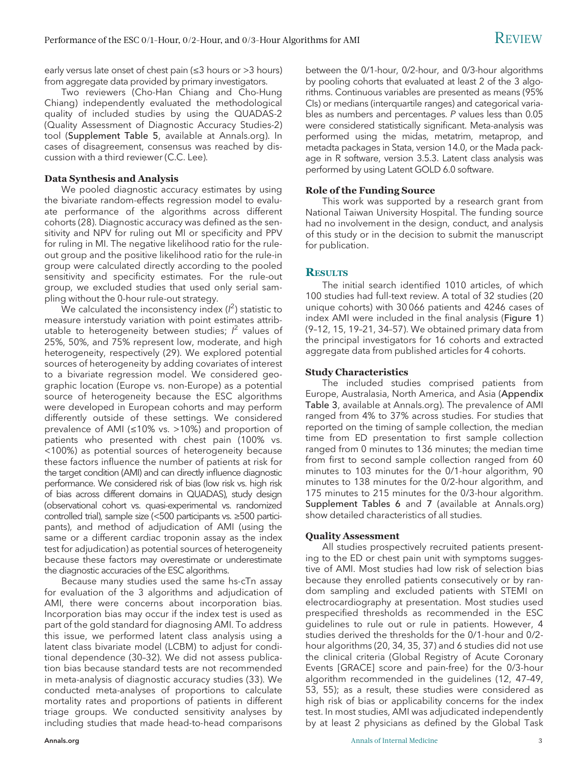early versus late onset of chest pain (≤3 hours or >3 hours) from aggregate data provided by primary investigators.

Two reviewers (Cho-Han Chiang and Cho-Hung Chiang) independently evaluated the methodological quality of included studies by using the QUADAS-2 (Quality Assessment of Diagnostic Accuracy Studies-2) tool (Supplement Table 5, available at Annals.org). In cases of disagreement, consensus was reached by discussion with a third reviewer (C.C. Lee).

### Data Synthesis and Analysis

We pooled diagnostic accuracy estimates by using the bivariate random-effects regression model to evaluate performance of the algorithms across different cohorts (28). Diagnostic accuracy was defined as the sensitivity and NPV for ruling out MI or specificity and PPV for ruling in MI. The negative likelihood ratio for the rule-out group and the positive likelihood ratio for the rule-in group were calculated directly according to the pooled sensitivity and specificity estimates. For the rule-out group, we excluded studies that used only serial sampling without the 0-hour rule-out strategy.

We calculated the inconsistency index ($I^2$) statistic to measure interstudy variation with point estimates attributable to heterogeneity between studies; $I^2$ values of 25%, 50%, and 75% represent low, moderate, and high heterogeneity, respectively (29). We explored potential sources of heterogeneity by adding covariates of interest to a bivariate regression model. We considered geographic location (Europe vs. non-Europe) as a potential source of heterogeneity because the ESC algorithms were developed in European cohorts and may perform differently outside of these settings. We considered prevalence of AMI (≤10% vs. >10%) and proportion of patients who presented with chest pain (100% vs. <100%) as potential sources of heterogeneity because these factors influence the number of patients at risk for the target condition (AMI) and can directly influence diagnostic performance. We considered risk of bias (low risk vs. high risk of bias across different domains in QUADAS), study design (observational cohort vs. quasi-experimental vs. randomized controlled trial), sample size (<500 participants vs. ≥500 participants), and method of adjudication of AMI (using the same or a different cardiac troponin assay as the index test for adjudication) as potential sources of heterogeneity because these factors may overestimate or underestimate the diagnostic accuracies of the ESC algorithms.

Because many studies used the same hs-cTn assay for evaluation of the 3 algorithms and adjudication of AMI, there were concerns about incorporation bias. Incorporation bias may occur if the index test is used as part of the gold standard for diagnosing AMI. To address this issue, we performed latent class analysis using a latent class bivariate model (LCBM) to adjust for conditional dependence (30–32). We did not assess publication bias because standard tests are not recommended in meta-analysis of diagnostic accuracy studies (33). We conducted meta-analyses of proportions to calculate mortality rates and proportions of patients in different triage groups. We conducted sensitivity analyses by including studies that made head-to-head comparisons between the 0/1-hour, 0/2-hour, and 0/3-hour algorithms by pooling cohorts that evaluated at least 2 of the 3 algorithms. Continuous variables are presented as means (95% CIs) or medians (interquartile ranges) and categorical variables as numbers and percentages. *P* values less than 0.05 were considered statistically significant. Meta-analysis was performed using the midas, metatrim, metaprop, and metadta packages in Stata, version 14.0, or the Mada package in R software, version 3.5.3. Latent class analysis was performed by using Latent GOLD 6.0 software.

### Role of the Funding Source

This work was supported by a research grant from National Taiwan University Hospital. The funding source had no involvement in the design, conduct, and analysis of this study or in the decision to submit the manuscript for publication.

## Results

The initial search identified 1010 articles, of which 100 studies had full-text review. A total of 32 studies (20 unique cohorts) with 30 066 patients and 4246 cases of index AMI were included in the final analysis (Figure 1) (9–12, 15, 19–21, 34–57). We obtained primary data from the principal investigators for 16 cohorts and extracted aggregate data from published articles for 4 cohorts.

### Study Characteristics

The included studies comprised patients from Europe, Australasia, North America, and Asia (Appendix Table 3, available at Annals.org). The prevalence of AMI ranged from 4% to 37% across studies. For studies that reported on the timing of sample collection, the median time from ED presentation to first sample collection ranged from 0 minutes to 136 minutes; the median time from first to second sample collection ranged from 60 minutes to 103 minutes for the 0/1-hour algorithm, 90 minutes to 138 minutes for the 0/2-hour algorithm, and 175 minutes to 215 minutes for the 0/3-hour algorithm. Supplement Tables 6 and 7 (available at Annals.org) show detailed characteristics of all studies.

### Quality Assessment

All studies prospectively recruited patients presenting to the ED or chest pain unit with symptoms suggestive of AMI. Most studies had low risk of selection bias because they enrolled patients consecutively or by random sampling and excluded patients with STEMI on electrocardiography at presentation. Most studies used prespecified thresholds as recommended in the ESC guidelines to rule out or rule in patients. However, 4 studies derived the thresholds for the 0/1-hour and 0/2-hour algorithms (20, 34, 35, 37) and 6 studies did not use the clinical criteria (Global Registry of Acute Coronary Events [GRACE] score and pain-free) for the 0/3-hour algorithm recommended in the guidelines (12, 47–49, 53, 55); as a result, these studies were considered as high risk of bias or applicability concerns for the index test. In most studies, AMI was adjudicated independently by at least 2 physicians as defined by the Global Task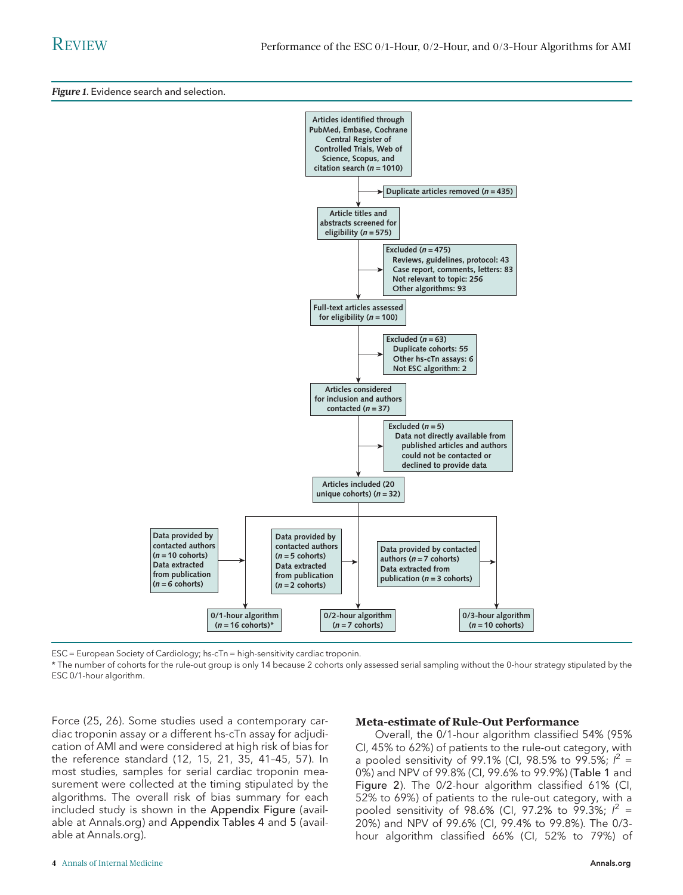*Figure 1.* Evidence search and selection.

Articles identified through PubMed, Embase, Cochrane Central Register of Controlled Trials, Web of Science, Scopus, and citation search (n = 1010)

Duplicate articles removed (n = 435)

Article titles and abstracts screened for eligibility (n = 575)

Excluded (n = 475)
- Reviews, guidelines, protocol: 43
- Case report, comments, letters: 83
- Not relevant to topic: 256
- Other algorithms: 93

Full-text articles assessed for eligibility (n = 100)

Excluded (n = 63)
- Duplicate cohorts: 55
- Other hs-cTn assays: 6
- Not ESC algorithm: 2

Articles considered for inclusion and authors contacted (n = 37)

Excluded (n = 5)
- Data not directly available from published articles and authors could not be contacted or declined to provide data

Articles included (20 unique cohorts) (n = 32)

Data provided by contacted authors (n = 10 cohorts)
Data extracted from publication (n = 6 cohorts)
→ 0/1-hour algorithm (n = 16 cohorts)*

Data provided by contacted authors (n = 5 cohorts)
Data extracted from publication (n = 2 cohorts)
→ 0/2-hour algorithm (n = 7 cohorts)

Data provided by contacted authors (n = 7 cohorts)
Data extracted from publication (n = 3 cohorts)
→ 0/3-hour algorithm (n = 10 cohorts)

ESC = European Society of Cardiology; hs-cTn = high-sensitivity cardiac troponin.

* The number of cohorts for the rule-out group is only 14 because 2 cohorts only assessed serial sampling without the 0-hour strategy stipulated by the ESC 0/1-hour algorithm.

Force (25, 26). Some studies used a contemporary cardiac troponin assay or a different hs-cTn assay for adjudication of AMI and were considered at high risk of bias for the reference standard (12, 15, 21, 35, 41–45, 57). In most studies, samples for serial cardiac troponin measurement were collected at the timing stipulated by the algorithms. The overall risk of bias summary for each included study is shown in the Appendix Figure (available at Annals.org) and Appendix Tables 4 and 5 (available at Annals.org).

### Meta-estimate of Rule-Out Performance

Overall, the 0/1-hour algorithm classified 54% (95% CI, 45% to 62%) of patients to the rule-out category, with a pooled sensitivity of 99.1% (CI, 98.5% to 99.5%; $I^2$ = 0%) and NPV of 99.8% (CI, 99.6% to 99.9%) (Table 1 and Figure 2). The 0/2-hour algorithm classified 61% (CI, 52% to 69%) of patients to the rule-out category, with a pooled sensitivity of 98.6% (CI, 97.2% to 99.3%; $I^2$ = 20%) and NPV of 99.6% (CI, 99.4% to 99.8%). The 0/3-hour algorithm classified 66% (CI, 52% to 79%) of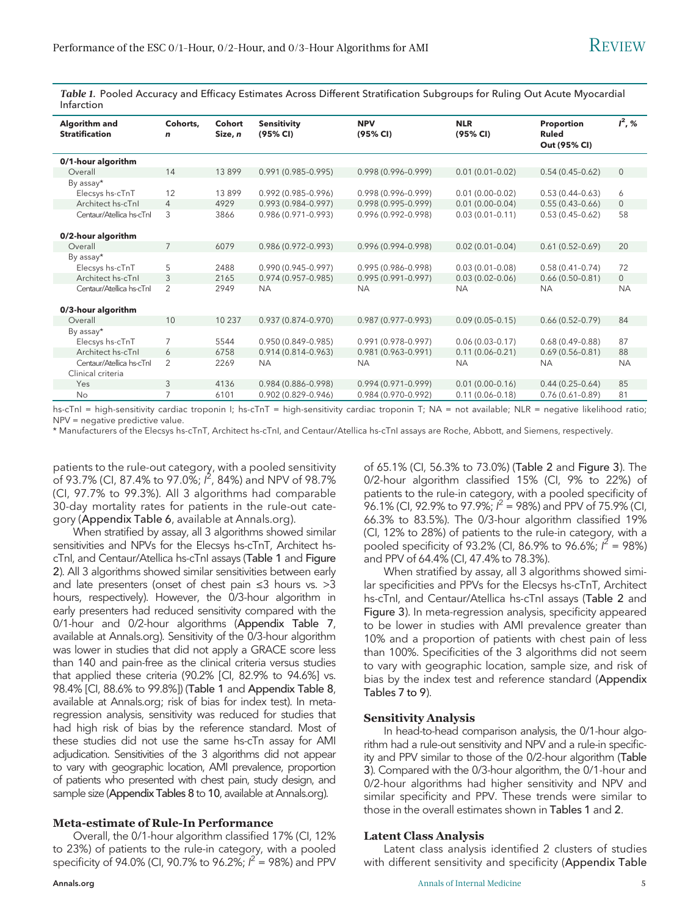*Table 1.* Pooled Accuracy and Efficacy Estimates Across Different Stratification Subgroups for Ruling Out Acute Myocardial Infarction

| Algorithm and Stratification | Cohorts, n | Cohort Size, n | Sensitivity (95% CI) | NPV (95% CI) | NLR (95% CI) | Proportion Ruled Out (95% CI) | $I^2$, % |
|---|---|---|---|---|---|---|---|
| **0/1-hour algorithm** | | | | | | | |
| Overall | 14 | 13 899 | 0.991 (0.985-0.995) | 0.998 (0.996-0.999) | 0.01 (0.01-0.02) | 0.54 (0.45-0.62) | 0 |
| By assay* | | | | | | | |
| Elecsys hs-cTnT | 12 | 13 899 | 0.992 (0.985-0.996) | 0.998 (0.996-0.999) | 0.01 (0.00-0.02) | 0.53 (0.44-0.63) | 6 |
| Architect hs-cTnI | 4 | 4929 | 0.993 (0.984-0.997) | 0.998 (0.995-0.999) | 0.01 (0.00-0.04) | 0.55 (0.43-0.66) | 0 |
| Centaur/Atellica hs-cTnI | 3 | 3866 | 0.986 (0.971-0.993) | 0.996 (0.992-0.998) | 0.03 (0.01-0.11) | 0.53 (0.45-0.62) | 58 |
| **0/2-hour algorithm** | | | | | | | |
| Overall | 7 | 6079 | 0.986 (0.972-0.993) | 0.996 (0.994-0.998) | 0.02 (0.01-0.04) | 0.61 (0.52-0.69) | 20 |
| By assay* | | | | | | | |
| Elecsys hs-cTnT | 5 | 2488 | 0.990 (0.945-0.997) | 0.995 (0.986-0.998) | 0.03 (0.01-0.08) | 0.58 (0.41-0.74) | 72 |
| Architect hs-cTnI | 3 | 2165 | 0.974 (0.957-0.985) | 0.995 (0.991-0.997) | 0.03 (0.02-0.06) | 0.66 (0.50-0.81) | 0 |
| Centaur/Atellica hs-cTnI | 2 | 2949 | NA | NA | NA | NA | NA |
| **0/3-hour algorithm** | | | | | | | |
| Overall | 10 | 10 237 | 0.937 (0.874-0.970) | 0.987 (0.977-0.993) | 0.09 (0.05-0.15) | 0.66 (0.52-0.79) | 84 |
| By assay* | | | | | | | |
| Elecsys hs-cTnT | 7 | 5544 | 0.950 (0.849-0.985) | 0.991 (0.978-0.997) | 0.06 (0.03-0.17) | 0.68 (0.49-0.88) | 87 |
| Architect hs-cTnI | 6 | 6758 | 0.914 (0.814-0.963) | 0.981 (0.963-0.991) | 0.11 (0.06-0.21) | 0.69 (0.56-0.81) | 88 |
| Centaur/Atellica hs-cTnI | 2 | 2269 | NA | NA | NA | NA | NA |
| Clinical criteria | | | | | | | |
| Yes | 3 | 4136 | 0.984 (0.886-0.998) | 0.994 (0.971-0.999) | 0.01 (0.00-0.16) | 0.44 (0.25-0.64) | 85 |
| No | 7 | 6101 | 0.902 (0.829-0.946) | 0.984 (0.970-0.992) | 0.11 (0.06-0.18) | 0.76 (0.61-0.89) | 81 |

hs-cTnI = high-sensitivity cardiac troponin I; hs-cTnT = high-sensitivity cardiac troponin T; NA = not available; NLR = negative likelihood ratio; NPV = negative predictive value.
* Manufacturers of the Elecsys hs-cTnT, Architect hs-cTnI, and Centaur/Atellica hs-cTnI assays are Roche, Abbott, and Siemens, respectively.

patients to the rule-out category, with a pooled sensitivity of 93.7% (CI, 87.4% to 97.0%; $I^2$, 84%) and NPV of 98.7% (CI, 97.7% to 99.3%). All 3 algorithms had comparable 30-day mortality rates for patients in the rule-out category (Appendix Table 6, available at Annals.org).

When stratified by assay, all 3 algorithms showed similar sensitivities and NPVs for the Elecsys hs-cTnT, Architect hs-cTnI, and Centaur/Atellica hs-cTnI assays (Table 1 and Figure 2). All 3 algorithms showed similar sensitivities between early and late presenters (onset of chest pain ≤3 hours vs. >3 hours, respectively). However, the 0/3-hour algorithm in early presenters had reduced sensitivity compared with the 0/1-hour and 0/2-hour algorithms (Appendix Table 7, available at Annals.org). Sensitivity of the 0/3-hour algorithm was lower in studies that did not apply a GRACE score less than 140 and pain-free as the clinical criteria versus studies that applied these criteria (90.2% [CI, 82.9% to 94.6%] vs. 98.4% [CI, 88.6% to 99.8%]) (Table 1 and Appendix Table 8, available at Annals.org; risk of bias for index test). In meta-regression analysis, sensitivity was reduced for studies that had high risk of bias by the reference standard. Most of these studies did not use the same hs-cTn assay for AMI adjudication. Sensitivities of the 3 algorithms did not appear to vary with geographic location, AMI prevalence, proportion of patients who presented with chest pain, study design, and sample size (Appendix Tables 8 to 10, available at Annals.org).

### Meta-estimate of Rule-In Performance

Overall, the 0/1-hour algorithm classified 17% (CI, 12% to 23%) of patients to the rule-in category, with a pooled specificity of 94.0% (CI, 90.7% to 96.2%; $I^2$ = 98%) and PPV of 65.1% (CI, 56.3% to 73.0%) (Table 2 and Figure 3). The 0/2-hour algorithm classified 15% (CI, 9% to 22%) of patients to the rule-in category, with a pooled specificity of 96.1% (CI, 92.9% to 97.9%; $I^2$ = 98%) and PPV of 75.9% (CI, 66.3% to 83.5%). The 0/3-hour algorithm classified 19% (CI, 12% to 28%) of patients to the rule-in category, with a pooled specificity of 93.2% (CI, 86.9% to 96.6%; $I^2$ = 98%) and PPV of 64.4% (CI, 47.4% to 78.3%).

When stratified by assay, all 3 algorithms showed similar specificities and PPVs for the Elecsys hs-cTnT, Architect hs-cTnI, and Centaur/Atellica hs-cTnI assays (Table 2 and Figure 3). In meta-regression analysis, specificity appeared to be lower in studies with AMI prevalence greater than 10% and a proportion of patients with chest pain of less than 100%. Specificities of the 3 algorithms did not seem to vary with geographic location, sample size, and risk of bias by the index test and reference standard (Appendix Tables 7 to 9).

### Sensitivity Analysis

In head-to-head comparison analysis, the 0/1-hour algorithm had a rule-out sensitivity and NPV and a rule-in specificity and PPV similar to those of the 0/2-hour algorithm (Table 3). Compared with the 0/3-hour algorithm, the 0/1-hour and 0/2-hour algorithms had higher sensitivity and NPV and similar specificity and PPV. These trends were similar to those in the overall estimates shown in Tables 1 and 2.

### Latent Class Analysis

Latent class analysis identified 2 clusters of studies with different sensitivity and specificity (Appendix Table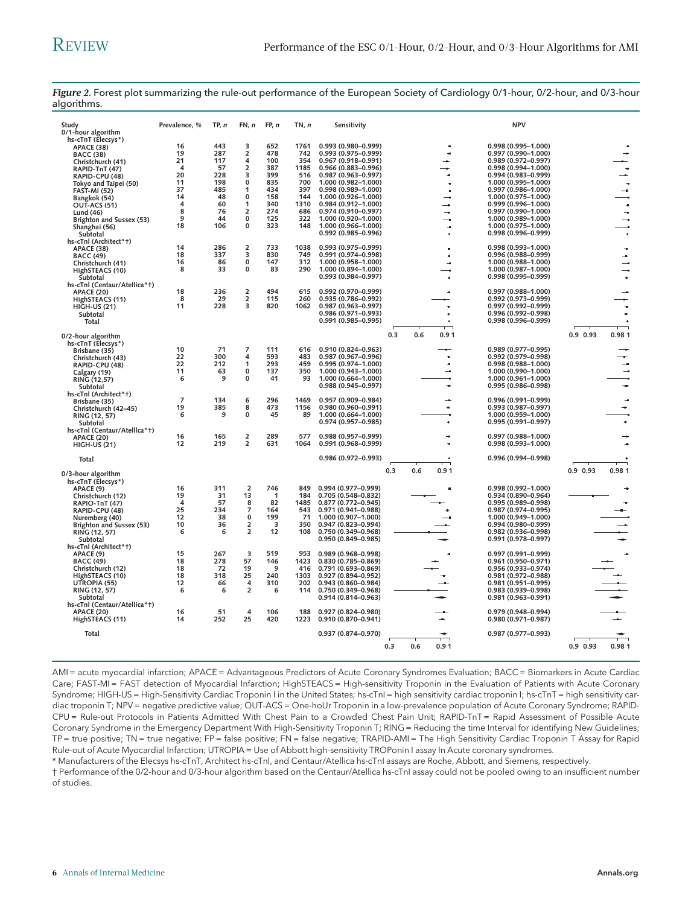*Figure 2.* Forest plot summarizing the rule-out performance of the European Society of Cardiology 0/1-hour, 0/2-hour, and 0/3-hour algorithms.

| Study | Prevalence, % | TP, n | FN, n | FP, n | TN, n | Sensitivity | NPV |
|---|---|---|---|---|---|---|---|
| **0/1-hour algorithm** | | | | | | | |
| hs-cTnT (Elecsys*) | | | | | | | |
| APACE (38) | 16 | 443 | 3 | 652 | 1761 | 0.993 (0.980–0.999) | 0.998 (0.995–1.000) |
| BACC (38) | 19 | 287 | 2 | 478 | 742 | 0.993 (0.975–0.999) | 0.997 (0.990–1.000) |
| Christchurch (41) | 21 | 117 | 4 | 100 | 354 | 0.967 (0.918–0.991) | 0.989 (0.972–0.997) |
| RAPID-TnT (47) | 4 | 57 | 2 | 387 | 1185 | 0.966 (0.883–0.996) | 0.998 (0.994–1.000) |
| RAPID-CPU (48) | 20 | 228 | 3 | 399 | 516 | 0.987 (0.963–0.997) | 0.994 (0.983–0.999) |
| Tokyo and Taipei (50) | 11 | 198 | 0 | 835 | 700 | 1.000 (0.982–1.000) | 1.000 (0.995–1.000) |
| FAST-MI (52) | 37 | 485 | 1 | 434 | 397 | 0.998 (0.989–1.000) | 0.997 (0.986–1.000) |
| Bangkok (54) | 14 | 48 | 0 | 158 | 144 | 1.000 (0.926–1.000) | 1.000 (0.975–1.000) |
| OUT-ACS (51) | 4 | 60 | 1 | 340 | 1310 | 0.984 (0.912–1.000) | 0.999 (0.996–1.000) |
| Lund (46) | 8 | 76 | 2 | 274 | 686 | 0.974 (0.910–0.997) | 0.997 (0.990–1.000) |
| Brighton and Sussex (53) | 9 | 44 | 0 | 125 | 322 | 1.000 (0.920–1.000) | 1.000 (0.989–1.000) |
| Shanghai (56) | 18 | 106 | 0 | 323 | 148 | 1.000 (0.966–1.000) | 1.000 (0.975–1.000) |
| Subtotal | | | | | | 0.992 (0.985–0.996) | 0.998 (0.996–0.999) |
| hs-cTnI (Architect*†) | | | | | | | |
| APACE (38) | 14 | 286 | 2 | 733 | 1038 | 0.993 (0.975–0.999) | 0.998 (0.993–1.000) |
| BACC (49) | 18 | 337 | 3 | 830 | 749 | 0.991 (0.974–0.998) | 0.996 (0.988–0.999) |
| Christchurch (41) | 16 | 86 | 0 | 147 | 312 | 1.000 (0.958–1.000) | 1.000 (0.988–1.000) |
| HighSTEACS (10) | 8 | 33 | 0 | 83 | 290 | 1.000 (0.894–1.000) | 1.000 (0.987–1.000) |
| Subtotal | | | | | | 0.993 (0.984–0.997) | 0.998 (0.995–0.999) |
| hs-cTnI (Centaur/Atellica*†) | | | | | | | |
| APACE (20) | 18 | 236 | 2 | 494 | 615 | 0.992 (0.970–0.999) | 0.997 (0.988–1.000) |
| HighSTEACS (11) | 8 | 29 | 2 | 115 | 260 | 0.935 (0.786–0.992) | 0.992 (0.973–0.999) |
| HIGH-US (21) | 11 | 228 | 3 | 820 | 1062 | 0.987 (0.963–0.997) | 0.997 (0.992–0.999) |
| Subtotal | | | | | | 0.986 (0.971–0.993) | 0.996 (0.992–0.998) |
| Total | | | | | | 0.991 (0.985–0.995) | 0.998 (0.996–0.999) |
| **0/2-hour algorithm** | | | | | | | |
| hs-cTnT (Elecsys*) | | | | | | | |
| Brisbane (35) | 10 | 71 | 7 | 111 | 616 | 0.910 (0.824–0.963) | 0.989 (0.977–0.995) |
| Christchurch (43) | 22 | 300 | 4 | 593 | 483 | 0.987 (0.967–0.996) | 0.992 (0.979–0.998) |
| RAPID-CPU (48) | 22 | 212 | 1 | 293 | 459 | 0.995 (0.974–1.000) | 0.998 (0.988–1.000) |
| Calgary (19) | 11 | 63 | 0 | 137 | 350 | 1.000 (0.943–1.000) | 1.000 (0.990–1.000) |
| RING (12,57) | 6 | 9 | 0 | 41 | 93 | 1.000 (0.664–1.000) | 1.000 (0.961–1.000) |
| Subtotal | | | | | | 0.988 (0.945–0.997) | 0.995 (0.986–0.998) |
| hs-cTnI (Architect*†) | | | | | | | |
| Brisbane (35) | 7 | 134 | 6 | 296 | 1469 | 0.957 (0.909–0.984) | 0.996 (0.991–0.999) |
| Christchurch (42–45) | 19 | 385 | 8 | 473 | 1156 | 0.980 (0.960–0.991) | 0.993 (0.987–0.997) |
| RING (12, 57) | 6 | 9 | 0 | 45 | 89 | 1.000 (0.664–1.000) | 1.000 (0.959–1.000) |
| Subtotal | | | | | | 0.974 (0.957–0.985) | 0.995 (0.991–0.997) |
| hs-cTnI (Centaur/Atellica*†) | | | | | | | |
| APACE (20) | 16 | 165 | 2 | 289 | 577 | 0.988 (0.957–0.999) | 0.997 (0.988–1.000) |
| HIGH-US (21) | 12 | 219 | 2 | 631 | 1064 | 0.991 (0.968–0.999) | 0.998 (0.993–1.000) |
| Total | | | | | | 0.986 (0.972–0.993) | 0.996 (0.994–0.998) |
| **0/3-hour algorithm** | | | | | | | |
| hs-cTnT (Elecsys*) | | | | | | | |
| APACE (9) | 16 | 311 | 2 | 746 | 849 | 0.994 (0.977–0.999) | 0.998 (0.992–1.000) |
| Christchurch (12) | 19 | 31 | 13 | 1 | 184 | 0.705 (0.548–0.832) | 0.934 (0.890–0.964) |
| RAPIO-TnT (47) | 4 | 57 | 8 | 82 | 1485 | 0.877 (0.772–0.945) | 0.995 (0.989–0.998) |
| RAPID-CPU (48) | 25 | 234 | 7 | 164 | 543 | 0.971 (0.941–0.988) | 0.987 (0.974–0.995) |
| Nuremberg (40) | 12 | 38 | 0 | 199 | 71 | 1.000 (0.907–1.000) | 1.000 (0.949–1.000) |
| Brighton and Sussex (53) | 10 | 36 | 2 | 3 | 350 | 0.947 (0.823–0.994) | 0.994 (0.980–0.999) |
| RING (12, 57) | 6 | 6 | 2 | 12 | 108 | 0.750 (0.349–0.968) | 0.982 (0.936–0.998) |
| Subtotal | | | | | | 0.950 (0.849–0.985) | 0.991 (0.978–0.997) |
| hs-cTnI (Architect*†) | | | | | | | |
| APACE (9) | 15 | 267 | 3 | 519 | 953 | 0.989 (0.968–0.998) | 0.997 (0.991–0.999) |
| BACC (49) | 18 | 278 | 57 | 146 | 1423 | 0.830 (0.785–0.869) | 0.961 (0.950–0.971) |
| Christchurch (12) | 18 | 72 | 19 | 9 | 416 | 0.791 (0.693–0.869) | 0.956 (0.933–0.974) |
| HighSTEACS (10) | 18 | 318 | 25 | 240 | 1303 | 0.927 (0.894–0.952) | 0.981 (0.972–0.988) |
| UTROPIA (55) | 12 | 66 | 4 | 310 | 202 | 0.943 (0.860–0.984) | 0.981 (0.951–0.995) |
| RING (12, 57) | 6 | 6 | 2 | 6 | 114 | 0.750 (0.349–0.968) | 0.983 (0.939–0.998) |
| Subtotal | | | | | | 0.914 (0.814–0.963) | 0.981 (0.963–0.991) |
| hs-cTnI (Centaur/Atellica*†) | | | | | | | |
| APACE (20) | 16 | 51 | 4 | 106 | 188 | 0.927 (0.824–0.980) | 0.979 (0.948–0.994) |
| HighSTEACS (11) | 14 | 252 | 25 | 420 | 1223 | 0.910 (0.870–0.941) | 0.980 (0.971–0.987) |
| Total | | | | | | 0.937 (0.874–0.970) | 0.987 (0.977–0.993) |

AMI = acute myocardial infarction; APACE = Advantageous Predictors of Acute Coronary Syndromes Evaluation; BACC = Biomarkers in Acute Cardiac Care; FAST-MI = FAST detection of Myocardial Infarction; HighSTEACS = High-sensitivity Troponin in the Evaluation of Patients with Acute Coronary Syndrome; HIGH-US = High-Sensitivity Cardiac Troponin I in the United States; hs-cTnI = high sensitivity cardiac troponin I; hs-cTnT = high sensitivity cardiac troponin T; NPV = negative predictive value; OUT-ACS = One-hoUr Troponin in a low-prevalence population of Acute Coronary Syndrome; RAPID-CPU = Rule-out Protocols in Patients Admitted With Chest Pain to a Crowded Chest Pain Unit; RAPID-TnT = Rapid Assessment of Possible Acute Coronary Syndrome in the Emergency Department With High-Sensitivity Troponin T; RING = Reducing the time Interval for identifying New Guidelines; TP = true positive; TN = true negative; FP = false positive; FN = false negative; TRAPID-AMI = The High Sensitivity Cardiac Troponin T Assay for Rapid Rule-out of Acute Myocardial Infarction; UTROPIA = Use of Abbott high-sensitivity TROPonin I assay In Acute coronary syndromes.

\* Manufacturers of the Elecsys hs-cTnT, Architect hs-cTnI, and Centaur/Atellica hs-cTnI assays are Roche, Abbott, and Siemens, respectively.

† Performance of the 0/2-hour and 0/3-hour algorithm based on the Centaur/Atellica hs-cTnI assay could not be pooled owing to an insufficient number of studies.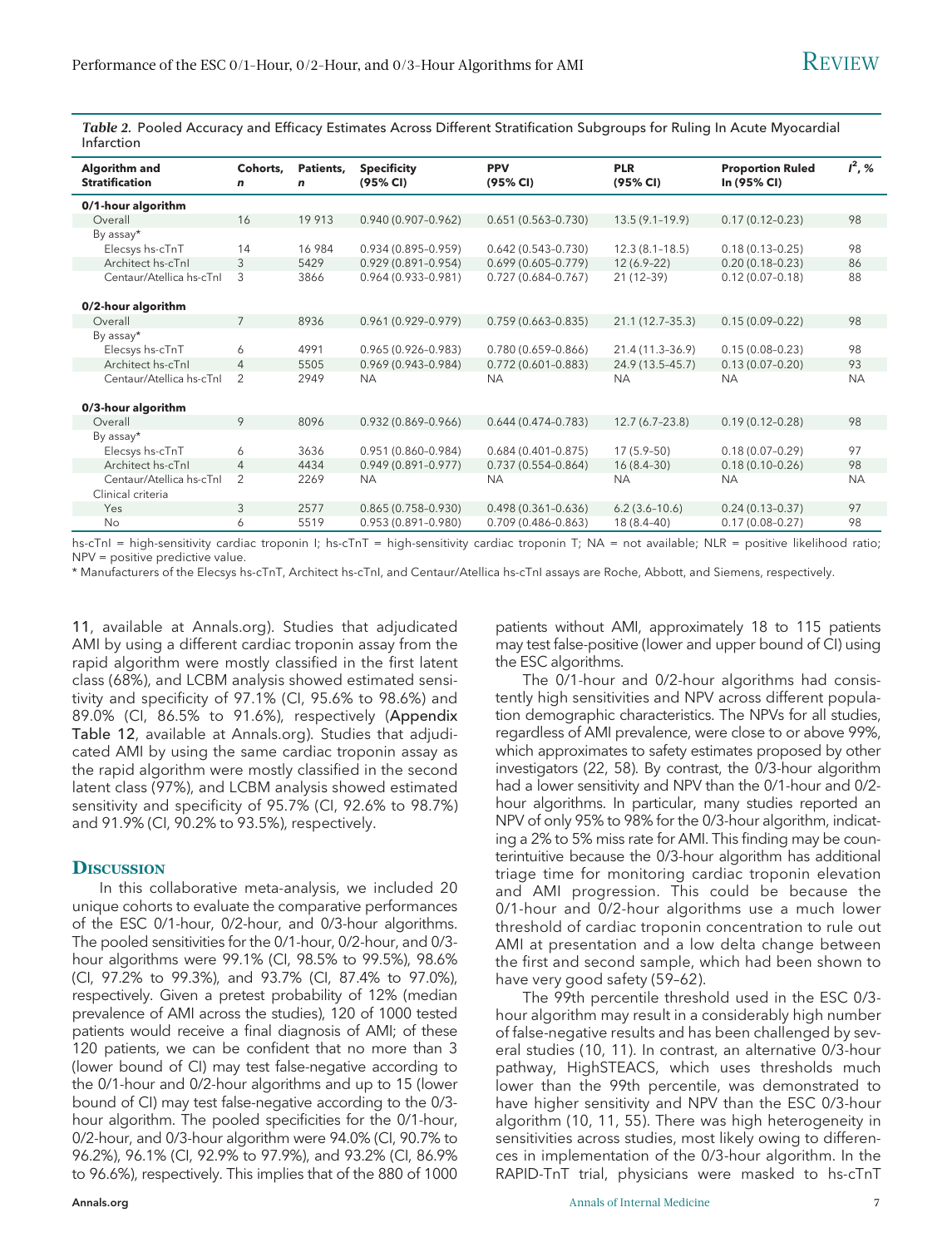*Table 2.* Pooled Accuracy and Efficacy Estimates Across Different Stratification Subgroups for Ruling In Acute Myocardial Infarction

| Algorithm and Stratification | Cohorts, n | Patients, n | Specificity (95% CI) | PPV (95% CI) | PLR (95% CI) | Proportion Ruled In (95% CI) | $I^2$, % |
|---|---|---|---|---|---|---|---|
| **0/1-hour algorithm** | | | | | | | |
| Overall | 16 | 19 913 | 0.940 (0.907–0.962) | 0.651 (0.563–0.730) | 13.5 (9.1–19.9) | 0.17 (0.12–0.23) | 98 |
| By assay* | | | | | | | |
| Elecsys hs-cTnT | 14 | 16 984 | 0.934 (0.895–0.959) | 0.642 (0.543–0.730) | 12.3 (8.1–18.5) | 0.18 (0.13–0.25) | 98 |
| Architect hs-cTnI | 3 | 5429 | 0.929 (0.891–0.954) | 0.699 (0.605–0.779) | 12 (6.9–22) | 0.20 (0.18–0.23) | 86 |
| Centaur/Atellica hs-cTnI | 3 | 3866 | 0.964 (0.933–0.981) | 0.727 (0.684–0.767) | 21 (12–39) | 0.12 (0.07–0.18) | 88 |
| **0/2-hour algorithm** | | | | | | | |
| Overall | 7 | 8936 | 0.961 (0.929–0.979) | 0.759 (0.663–0.835) | 21.1 (12.7–35.3) | 0.15 (0.09–0.22) | 98 |
| By assay* | | | | | | | |
| Elecsys hs-cTnT | 6 | 4991 | 0.965 (0.926–0.983) | 0.780 (0.659–0.866) | 21.4 (11.3–36.9) | 0.15 (0.08–0.23) | 98 |
| Architect hs-cTnI | 4 | 5505 | 0.969 (0.943–0.984) | 0.772 (0.601–0.883) | 24.9 (13.5–45.7) | 0.13 (0.07–0.20) | 93 |
| Centaur/Atellica hs-cTnI | 2 | 2949 | NA | NA | NA | NA | NA |
| **0/3-hour algorithm** | | | | | | | |
| Overall | 9 | 8096 | 0.932 (0.869–0.966) | 0.644 (0.474–0.783) | 12.7 (6.7–23.8) | 0.19 (0.12–0.28) | 98 |
| By assay* | | | | | | | |
| Elecsys hs-cTnT | 6 | 3636 | 0.951 (0.860–0.984) | 0.684 (0.401–0.875) | 17 (5.9–50) | 0.18 (0.07–0.29) | 97 |
| Architect hs-cTnI | 4 | 4434 | 0.949 (0.891–0.977) | 0.737 (0.554–0.864) | 16 (8.4–30) | 0.18 (0.10–0.26) | 98 |
| Centaur/Atellica hs-cTnI | 2 | 2269 | NA | NA | NA | NA | NA |
| Clinical criteria | | | | | | | |
| Yes | 3 | 2577 | 0.865 (0.758–0.930) | 0.498 (0.361–0.636) | 6.2 (3.6–10.6) | 0.24 (0.13–0.37) | 97 |
| No | 6 | 5519 | 0.953 (0.891–0.980) | 0.709 (0.486–0.863) | 18 (8.4–40) | 0.17 (0.08–0.27) | 98 |

hs-cTnI = high-sensitivity cardiac troponin I; hs-cTnT = high-sensitivity cardiac troponin T; NA = not available; NLR = positive likelihood ratio; NPV = positive predictive value.

* Manufacturers of the Elecsys hs-cTnT, Architect hs-cTnI, and Centaur/Atellica hs-cTnI assays are Roche, Abbott, and Siemens, respectively.

11, available at Annals.org). Studies that adjudicated AMI by using a different cardiac troponin assay from the rapid algorithm were mostly classified in the first latent class (68%), and LCBM analysis showed estimated sensitivity and specificity of 97.1% (CI, 95.6% to 98.6%) and 89.0% (CI, 86.5% to 91.6%), respectively (**Appendix Table 12**, available at Annals.org). Studies that adjudicated AMI by using the same cardiac troponin assay as the rapid algorithm were mostly classified in the second latent class (97%), and LCBM analysis showed estimated sensitivity and specificity of 95.7% (CI, 92.6% to 98.7%) and 91.9% (CI, 90.2% to 93.5%), respectively.

## Discussion

In this collaborative meta-analysis, we included 20 unique cohorts to evaluate the comparative performances of the ESC 0/1-hour, 0/2-hour, and 0/3-hour algorithms. The pooled sensitivities for the 0/1-hour, 0/2-hour, and 0/3-hour algorithms were 99.1% (CI, 98.5% to 99.5%), 98.6% (CI, 97.2% to 99.3%), and 93.7% (CI, 87.4% to 97.0%), respectively. Given a pretest probability of 12% (median prevalence of AMI across the studies), 120 of 1000 tested patients would receive a final diagnosis of AMI; of these 120 patients, we can be confident that no more than 3 (lower bound of CI) may test false-negative according to the 0/1-hour and 0/2-hour algorithms and up to 15 (lower bound of CI) may test false-negative according to the 0/3-hour algorithm. The pooled specificities for the 0/1-hour, 0/2-hour, and 0/3-hour algorithm were 94.0% (CI, 90.7% to 96.2%), 96.1% (CI, 92.9% to 97.9%), and 93.2% (CI, 86.9% to 96.6%), respectively. This implies that of the 880 of 1000 patients without AMI, approximately 18 to 115 patients may test false-positive (lower and upper bound of CI) using the ESC algorithms.

The 0/1-hour and 0/2-hour algorithms had consistently high sensitivities and NPV across different population demographic characteristics. The NPVs for all studies, regardless of AMI prevalence, were close to or above 99%, which approximates to safety estimates proposed by other investigators (22, 58). By contrast, the 0/3-hour algorithm had a lower sensitivity and NPV than the 0/1-hour and 0/2-hour algorithms. In particular, many studies reported an NPV of only 95% to 98% for the 0/3-hour algorithm, indicating a 2% to 5% miss rate for AMI. This finding may be counterintuitive because the 0/3-hour algorithm has additional triage time for monitoring cardiac troponin elevation and AMI progression. This could be because the 0/1-hour and 0/2-hour algorithms use a much lower threshold of cardiac troponin concentration to rule out AMI at presentation and a low delta change between the first and second sample, which had been shown to have very good safety (59–62).

The 99th percentile threshold used in the ESC 0/3-hour algorithm may result in a considerably high number of false-negative results and has been challenged by several studies (10, 11). In contrast, an alternative 0/3-hour pathway, HighSTEACS, which uses thresholds much lower than the 99th percentile, was demonstrated to have higher sensitivity and NPV than the ESC 0/3-hour algorithm (10, 11, 55). There was high heterogeneity in sensitivities across studies, most likely owing to differences in implementation of the 0/3-hour algorithm. In the RAPID-TnT trial, physicians were masked to hs-cTnT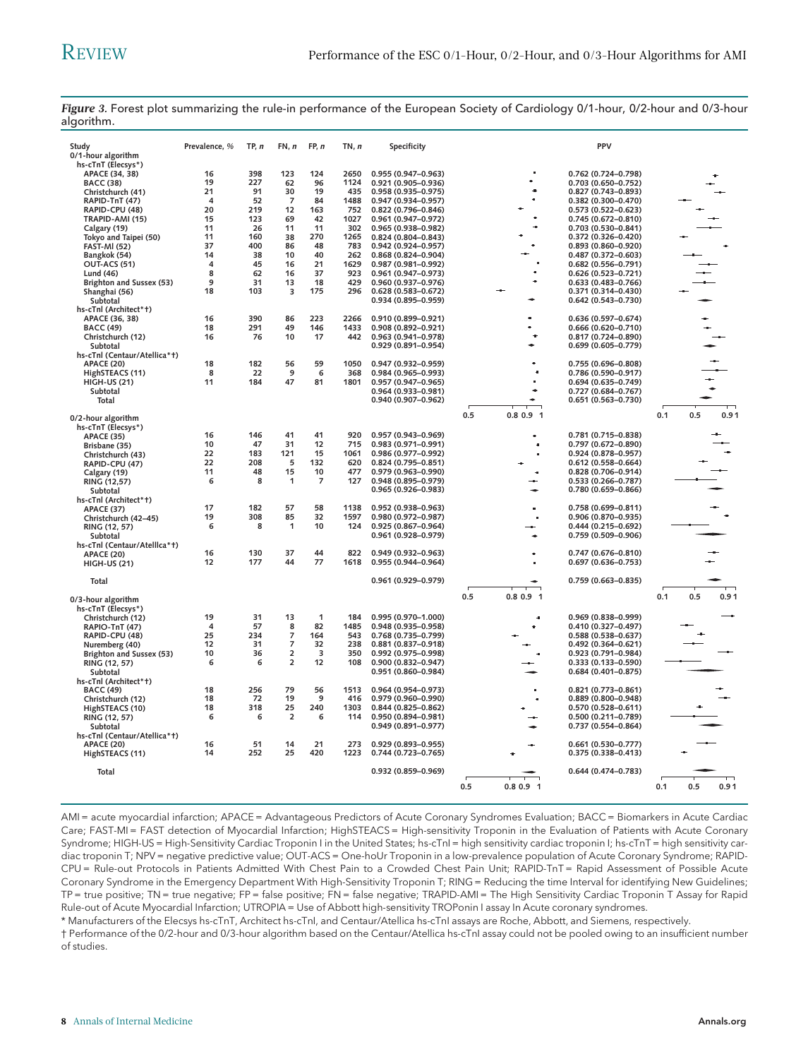*Figure 3.* Forest plot summarizing the rule-in performance of the European Society of Cardiology 0/1-hour, 0/2-hour and 0/3-hour algorithm.

| Study | Prevalence, % | TP, n | FN, n | FP, n | TN, n | Specificity | PPV |
|---|---|---|---|---|---|---|---|
| **0/1-hour algorithm** | | | | | | | |
| hs-cTnT (Elecsys*) | | | | | | | |
| APACE (34, 38) | 16 | 398 | 123 | 124 | 2650 | 0.955 (0.947–0.963) | 0.762 (0.724–0.798) |
| BACC (38) | 19 | 227 | 62 | 96 | 1124 | 0.921 (0.905–0.936) | 0.703 (0.650–0.752) |
| Christchurch (41) | 21 | 91 | 30 | 19 | 435 | 0.958 (0.935–0.975) | 0.827 (0.743–0.893) |
| RAPID-TnT (47) | 4 | 52 | 7 | 84 | 1488 | 0.947 (0.934–0.957) | 0.382 (0.300–0.470) |
| RAPID-CPU (48) | 20 | 219 | 12 | 163 | 752 | 0.822 (0.796–0.846) | 0.573 (0.522–0.623) |
| TRAPID-AMI (15) | 15 | 123 | 69 | 42 | 1027 | 0.961 (0.947–0.972) | 0.745 (0.672–0.810) |
| Calgary (19) | 11 | 26 | 11 | 11 | 302 | 0.965 (0.938–0.982) | 0.703 (0.530–0.841) |
| Tokyo and Taipei (50) | 11 | 160 | 38 | 270 | 1265 | 0.824 (0.804–0.843) | 0.372 (0.326–0.420) |
| FAST-MI (52) | 37 | 400 | 86 | 48 | 783 | 0.942 (0.924–0.957) | 0.893 (0.860–0.920) |
| Bangkok (54) | 14 | 38 | 10 | 40 | 262 | 0.868 (0.824–0.904) | 0.487 (0.372–0.603) |
| OUT-ACS (51) | 4 | 45 | 16 | 21 | 1629 | 0.987 (0.981–0.992) | 0.682 (0.556–0.791) |
| Lund (46) | 8 | 62 | 16 | 37 | 923 | 0.961 (0.947–0.973) | 0.626 (0.523–0.721) |
| Brighton and Sussex (53) | 9 | 31 | 13 | 18 | 429 | 0.960 (0.937–0.976) | 0.633 (0.483–0.766) |
| Shanghai (56) | 18 | 103 | 3 | 175 | 296 | 0.628 (0.583–0.672) | 0.371 (0.314–0.430) |
| Subtotal | | | | | | 0.934 (0.895–0.959) | 0.642 (0.543–0.730) |
| hs-cTnI (Architect*†) | | | | | | | |
| APACE (36, 38) | 16 | 390 | 86 | 223 | 2266 | 0.910 (0.899–0.921) | 0.636 (0.597–0.674) |
| BACC (49) | 18 | 291 | 49 | 146 | 1433 | 0.908 (0.892–0.921) | 0.666 (0.620–0.710) |
| Christchurch (12) | 16 | 76 | 10 | 17 | 442 | 0.963 (0.941–0.978) | 0.817 (0.724–0.890) |
| Subtotal | | | | | | 0.929 (0.891–0.954) | 0.699 (0.605–0.779) |
| hs-cTnI (Centaur/Atellica*†) | | | | | | | |
| APACE (20) | 18 | 182 | 56 | 59 | 1050 | 0.947 (0.932–0.959) | 0.755 (0.696–0.808) |
| HighSTEACS (11) | 8 | 22 | 9 | 6 | 368 | 0.984 (0.965–0.993) | 0.786 (0.590–0.917) |
| HIGH-US (21) | 11 | 184 | 47 | 81 | 1801 | 0.957 (0.947–0.965) | 0.694 (0.635–0.749) |
| Subtotal | | | | | | 0.964 (0.933–0.981) | 0.727 (0.684–0.767) |
| Total | | | | | | 0.940 (0.907–0.962) | 0.651 (0.563–0.730) |
| **0/2-hour algorithm** | | | | | | | |
| hs-cTnT (Elecsys*) | | | | | | | |
| APACE (35) | 16 | 146 | 41 | 41 | 920 | 0.957 (0.943–0.969) | 0.781 (0.715–0.838) |
| Brisbane (35) | 10 | 47 | 31 | 12 | 715 | 0.983 (0.971–0.991) | 0.797 (0.672–0.890) |
| Christchurch (43) | 22 | 183 | 121 | 15 | 1061 | 0.986 (0.977–0.992) | 0.924 (0.878–0.957) |
| RAPID-CPU (47) | 22 | 208 | 5 | 132 | 620 | 0.824 (0.795–0.851) | 0.612 (0.558–0.664) |
| Calgary (19) | 11 | 48 | 15 | 10 | 477 | 0.979 (0.963–0.990) | 0.828 (0.706–0.914) |
| RING (12,57) | 6 | 8 | 1 | 7 | 127 | 0.948 (0.895–0.979) | 0.533 (0.266–0.787) |
| Subtotal | | | | | | 0.965 (0.926–0.983) | 0.780 (0.659–0.866) |
| hs-cTnI (Architect*†) | | | | | | | |
| APACE (37) | 17 | 182 | 57 | 58 | 1138 | 0.952 (0.938–0.963) | 0.758 (0.699–0.811) |
| Christchurch (42–45) | 19 | 308 | 85 | 32 | 1597 | 0.980 (0.972–0.987) | 0.906 (0.870–0.935) |
| RING (12, 57) | 6 | 8 | 1 | 10 | 124 | 0.925 (0.868–0.964) | 0.444 (0.215–0.692) |
| Subtotal | | | | | | 0.961 (0.928–0.979) | 0.759 (0.509–0.906) |
| hs-cTnI (Centaur/Atelllca*†) | | | | | | | |
| APACE (20) | 16 | 130 | 37 | 44 | 822 | 0.949 (0.932–0.963) | 0.747 (0.676–0.810) |
| HIGH-US (21) | 12 | 177 | 44 | 77 | 1618 | 0.955 (0.944–0.964) | 0.697 (0.636–0.753) |
| Total | | | | | | 0.961 (0.929–0.979) | 0.759 (0.663–0.835) |
| **0/3-hour algorithm** | | | | | | | |
| hs-cTnT (Elecsys*) | | | | | | | |
| Christchurch (12) | 19 | 31 | 13 | 1 | 184 | 0.995 (0.970–1.000) | 0.969 (0.838–0.999) |
| RAPID-TnT (47) | 4 | 57 | 8 | 82 | 1485 | 0.948 (0.935–0.958) | 0.410 (0.327–0.497) |
| RAPID-CPU (48) | 25 | 234 | 5 | 164 | 543 | 0.768 (0.735–0.799) | 0.588 (0.538–0.637) |
| Nuremberg (40) | 12 | 31 | 7 | 32 | 238 | 0.881 (0.837–0.918) | 0.492 (0.364–0.621) |
| Brighton and Sussex (53) | 10 | 36 | 2 | 3 | 350 | 0.992 (0.975–0.998) | 0.923 (0.791–0.984) |
| RING (12, 57) | 6 | 6 | 2 | 12 | 108 | 0.900 (0.832–0.947) | 0.333 (0.133–0.590) |
| Subtotal | | | | | | 0.951 (0.860–0.984) | 0.684 (0.401–0.875) |
| hs-cTnI (Architect*†) | | | | | | | |
| BACC (49) | 18 | 256 | 79 | 56 | 1513 | 0.964 (0.954–0.973) | 0.821 (0.773–0.861) |
| Christchurch (12) | 18 | 72 | 19 | 9 | 416 | 0.979 (0.960–0.990) | 0.889 (0.800–0.948) |
| HighSTEACS (10) | 18 | 318 | 25 | 240 | 1303 | 0.844 (0.825–0.862) | 0.570 (0.528–0.611) |
| RING (12, 57) | 6 | 6 | 2 | 6 | 114 | 0.950 (0.894–0.981) | 0.500 (0.211–0.789) |
| Subtotal | | | | | | 0.949 (0.891–0.977) | 0.737 (0.554–0.864) |
| hs-cTnI (Centaur/Atellica*†) | | | | | | | |
| APACE (20) | 16 | 51 | 14 | 21 | 273 | 0.929 (0.893–0.955) | 0.661 (0.530–0.777) |
| HighSTEACS (11) | 14 | 252 | 25 | 420 | 1223 | 0.744 (0.723–0.765) | 0.375 (0.338–0.413) |
| Total | | | | | | 0.932 (0.859–0.969) | 0.644 (0.474–0.783) |

AMI = acute myocardial infarction; APACE = Advantageous Predictors of Acute Coronary Syndromes Evaluation; BACC = Biomarkers in Acute Cardiac Care; FAST-MI = FAST detection of Myocardial Infarction; HighSTEACS = High-sensitivity Troponin in the Evaluation of Patients with Acute Coronary Syndrome; HIGH-US = High-Sensitivity Cardiac Troponin I in the United States; hs-cTnI = high sensitivity cardiac troponin I; hs-cTnT = high sensitivity cardiac troponin T; NPV = negative predictive value; OUT-ACS = One-hoUr Troponin in a low-prevalence population of Acute Coronary Syndrome; RAPID-CPU = Rule-out Protocols in Patients Admitted With Chest Pain to a Crowded Chest Pain Unit; RAPID-TnT = Rapid Assessment of Possible Acute Coronary Syndrome in the Emergency Department With High-Sensitivity Troponin T; RING = Reducing the time Interval for identifying New Guidelines; TP = true positive; TN = true negative; FP = false positive; FN = false negative; TRAPID-AMI = The High Sensitivity Cardiac Troponin T Assay for Rapid Rule-out of Acute Myocardial Infarction; UTROPIA = Use of Abbott high-sensitivity TROPonin I assay In Acute coronary syndromes.

* Manufacturers of the Elecsys hs-cTnT, Architect hs-cTnI, and Centaur/Atellica hs-cTnI assays are Roche, Abbott, and Siemens, respectively.

† Performance of the 0/2-hour and 0/3-hour algorithm based on the Centaur/Atellica hs-cTnI assay could not be pooled owing to an insufficient number of studies.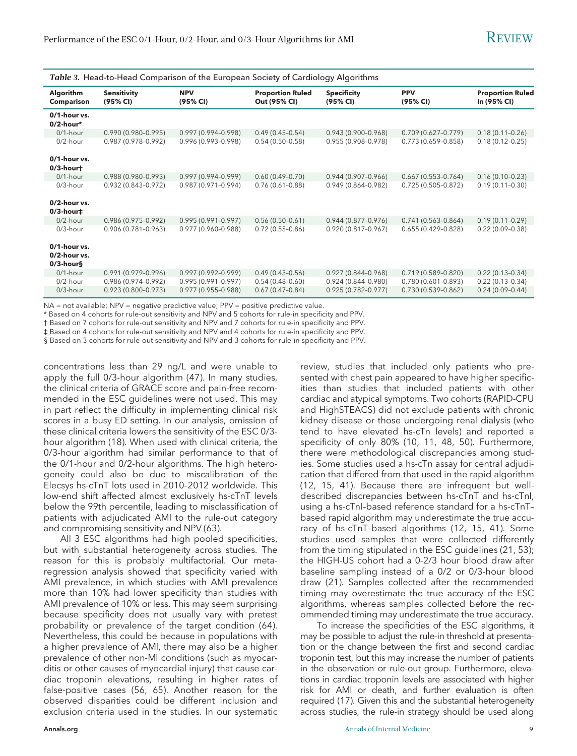*Table 3.* Head-to-Head Comparison of the European Society of Cardiology Algorithms

| Algorithm Comparison | Sensitivity (95% CI) | NPV (95% CI) | Proportion Ruled Out (95% CI) | Specificity (95% CI) | PPV (95% CI) | Proportion Ruled In (95% CI) |
|---|---|---|---|---|---|---|
| **0/1-hour vs. 0/2-hour*** | | | | | | |
| 0/1-hour | 0.990 (0.980–0.995) | 0.997 (0.994–0.998) | 0.49 (0.45–0.54) | 0.943 (0.900–0.968) | 0.709 (0.627–0.779) | 0.18 (0.11–0.26) |
| 0/2-hour | 0.987 (0.978–0.992) | 0.996 (0.993–0.998) | 0.54 (0.50–0.58) | 0.955 (0.908–0.978) | 0.773 (0.659–0.858) | 0.18 (0.12–0.25) |
| **0/1-hour vs. 0/3-hour†** | | | | | | |
| 0/1-hour | 0.988 (0.980–0.993) | 0.997 (0.994–0.999) | 0.60 (0.49–0.70) | 0.944 (0.907–0.966) | 0.667 (0.553–0.764) | 0.16 (0.10–0.23) |
| 0/3-hour | 0.932 (0.843–0.972) | 0.987 (0.971–0.994) | 0.76 (0.61–0.88) | 0.949 (0.864–0.982) | 0.725 (0.505–0.872) | 0.19 (0.11–0.30) |
| **0/2-hour vs. 0/3-hour‡** | | | | | | |
| 0/2-hour | 0.986 (0.975–0.992) | 0.995 (0.991–0.997) | 0.56 (0.50–0.61) | 0.944 (0.877–0.976) | 0.741 (0.563–0.864) | 0.19 (0.11–0.29) |
| 0/3-hour | 0.906 (0.781–0.963) | 0.977 (0.960–0.988) | 0.72 (0.55–0.86) | 0.920 (0.817–0.967) | 0.655 (0.429–0.828) | 0.22 (0.09–0.38) |
| **0/1-hour vs. 0/2-hour vs. 0/3-hour§** | | | | | | |
| 0/1-hour | 0.991 (0.979–0.996) | 0.997 (0.992–0.999) | 0.49 (0.43–0.56) | 0.927 (0.844–0.968) | 0.719 (0.589–0.820) | 0.22 (0.13–0.34) |
| 0/2-hour | 0.986 (0.974–0.992) | 0.995 (0.991–0.997) | 0.54 (0.48–0.60) | 0.924 (0.844–0.980) | 0.780 (0.601–0.893) | 0.22 (0.13–0.34) |
| 0/3-hour | 0.923 (0.800–0.973) | 0.977 (0.955–0.988) | 0.67 (0.47–0.84) | 0.925 (0.782–0.977) | 0.730 (0.539–0.862) | 0.24 (0.09–0.44) |

NA = not available; NPV = negative predictive value; PPV = positive predictive value.
* Based on 4 cohorts for rule-out sensitivity and NPV and 5 cohorts for rule-in specificity and PPV.
† Based on 7 cohorts for rule-out sensitivity and NPV and 7 cohorts for rule-in specificity and PPV.
‡ Based on 4 cohorts for rule-out sensitivity and NPV and 4 cohorts for rule-in specificity and PPV.
§ Based on 3 cohorts for rule-out sensitivity and NPV and 3 cohorts for rule-in specificity and PPV.

concentrations less than 29 ng/L and were unable to apply the full 0/3-hour algorithm (47). In many studies, the clinical criteria of GRACE score and pain-free recommended in the ESC guidelines were not used. This may in part reflect the difficulty in implementing clinical risk scores in a busy ED setting. In our analysis, omission of these clinical criteria lowers the sensitivity of the ESC 0/3-hour algorithm (18). When used with clinical criteria, the 0/3-hour algorithm had similar performance to that of the 0/1-hour and 0/2-hour algorithms. The high heterogeneity could also be due to miscalibration of the Elecsys hs-cTnT lots used in 2010–2012 worldwide. This low-end shift affected almost exclusively hs-cTnT levels below the 99th percentile, leading to misclassification of patients with adjudicated AMI to the rule-out category and compromising sensitivity and NPV (63).

All 3 ESC algorithms had high pooled specificities, but with substantial heterogeneity across studies. The reason for this is probably multifactorial. Our meta-regression analysis showed that specificity varied with AMI prevalence, in which studies with AMI prevalence more than 10% had lower specificity than studies with AMI prevalence of 10% or less. This may seem surprising because specificity does not usually vary with pretest probability or prevalence of the target condition (64). Nevertheless, this could be because in populations with a higher prevalence of AMI, there may also be a higher prevalence of other non-MI conditions (such as myocarditis or other causes of myocardial injury) that cause cardiac troponin elevations, resulting in higher rates of false-positive cases (56, 65). Another reason for the observed disparities could be different inclusion and exclusion criteria used in the studies. In our systematic review, studies that included only patients who presented with chest pain appeared to have higher specificities than studies that included patients with other cardiac and atypical symptoms. Two cohorts (RAPID-CPU and HighSTEACS) did not exclude patients with chronic kidney disease or those undergoing renal dialysis (who tend to have elevated hs-cTn levels) and reported a specificity of only 80% (10, 11, 48, 50). Furthermore, there were methodological discrepancies among studies. Some studies used a hs-cTn assay for central adjudication that differed from that used in the rapid algorithm (12, 15, 41). Because there are infrequent but well-described discrepancies between hs-cTnT and hs-cTnI, using a hs-cTnI–based reference standard for a hs-cTnT–based rapid algorithm may underestimate the true accuracy of hs-cTnT–based algorithms (12, 15, 41). Some studies used samples that were collected differently from the timing stipulated in the ESC guidelines (21, 53); the HIGH-US cohort had a 0-2/3 hour blood draw after baseline sampling instead of a 0/2 or 0/3-hour blood draw (21). Samples collected after the recommended timing may overestimate the true accuracy of the ESC algorithms, whereas samples collected before the recommended timing may underestimate the true accuracy.

To increase the specificities of the ESC algorithms, it may be possible to adjust the rule-in threshold at presentation or the change between the first and second cardiac troponin test, but this may increase the number of patients in the observation or rule-out group. Furthermore, elevations in cardiac troponin levels are associated with higher risk for AMI or death, and further evaluation is often required (17). Given this and the substantial heterogeneity across studies, the rule-in strategy should be used along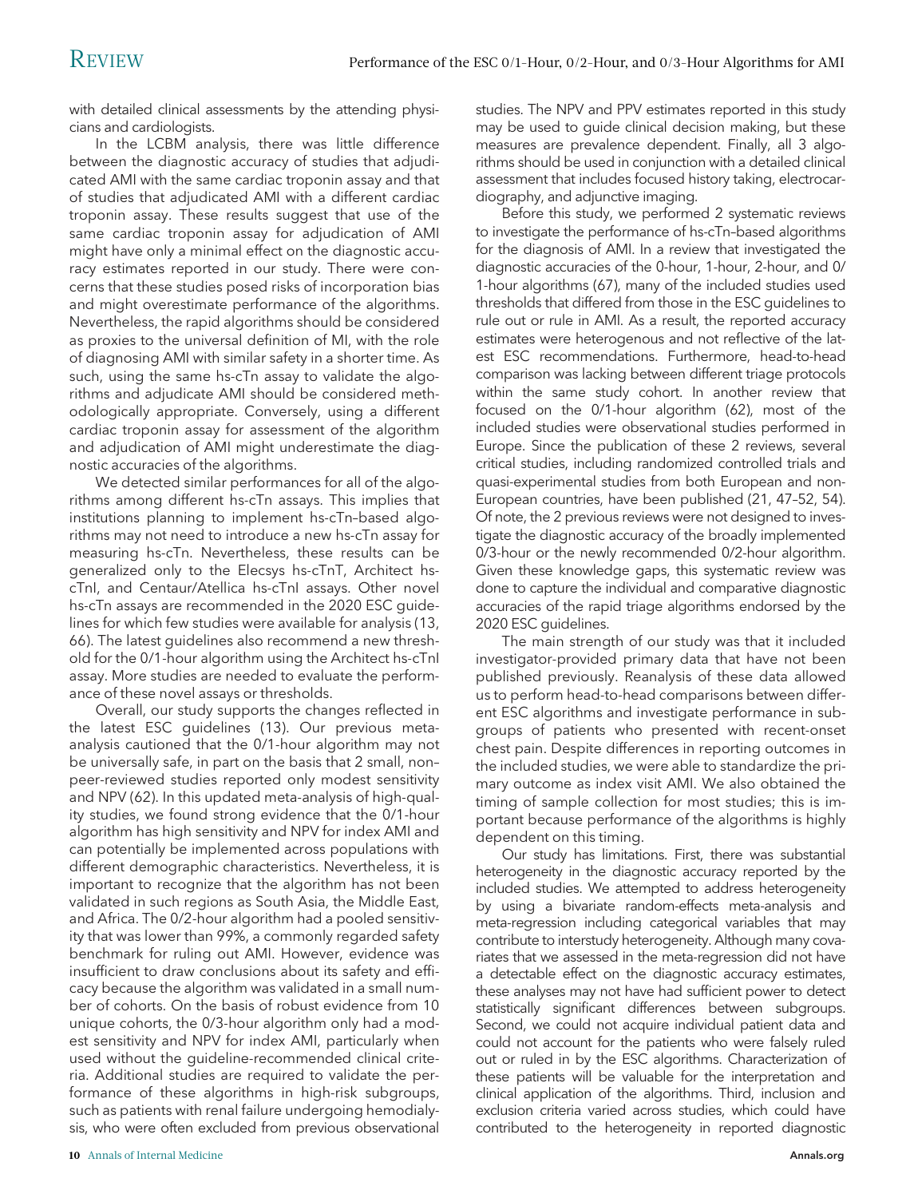with detailed clinical assessments by the attending physicians and cardiologists.

In the LCBM analysis, there was little difference between the diagnostic accuracy of studies that adjudicated AMI with the same cardiac troponin assay and that of studies that adjudicated AMI with a different cardiac troponin assay. These results suggest that use of the same cardiac troponin assay for adjudication of AMI might have only a minimal effect on the diagnostic accuracy estimates reported in our study. There were concerns that these studies posed risks of incorporation bias and might overestimate performance of the algorithms. Nevertheless, the rapid algorithms should be considered as proxies to the universal definition of MI, with the role of diagnosing AMI with similar safety in a shorter time. As such, using the same hs-cTn assay to validate the algorithms and adjudicate AMI should be considered methodologically appropriate. Conversely, using a different cardiac troponin assay for assessment of the algorithm and adjudication of AMI might underestimate the diagnostic accuracies of the algorithms.

We detected similar performances for all of the algorithms among different hs-cTn assays. This implies that institutions planning to implement hs-cTn–based algorithms may not need to introduce a new hs-cTn assay for measuring hs-cTn. Nevertheless, these results can be generalized only to the Elecsys hs-cTnT, Architect hs-cTnI, and Centaur/Atellica hs-cTnI assays. Other novel hs-cTn assays are recommended in the 2020 ESC guidelines for which few studies were available for analysis (13, 66). The latest guidelines also recommend a new threshold for the 0/1-hour algorithm using the Architect hs-cTnI assay. More studies are needed to evaluate the performance of these novel assays or thresholds.

Overall, our study supports the changes reflected in the latest ESC guidelines (13). Our previous meta-analysis cautioned that the 0/1-hour algorithm may not be universally safe, in part on the basis that 2 small, non–peer-reviewed studies reported only modest sensitivity and NPV (62). In this updated meta-analysis of high-quality studies, we found strong evidence that the 0/1-hour algorithm has high sensitivity and NPV for index AMI and can potentially be implemented across populations with different demographic characteristics. Nevertheless, it is important to recognize that the algorithm has not been validated in such regions as South Asia, the Middle East, and Africa. The 0/2-hour algorithm had a pooled sensitivity that was lower than 99%, a commonly regarded safety benchmark for ruling out AMI. However, evidence was insufficient to draw conclusions about its safety and efficacy because the algorithm was validated in a small number of cohorts. On the basis of robust evidence from 10 unique cohorts, the 0/3-hour algorithm only had a modest sensitivity and NPV for index AMI, particularly when used without the guideline-recommended clinical criteria. Additional studies are required to validate the performance of these algorithms in high-risk subgroups, such as patients with renal failure undergoing hemodialysis, who were often excluded from previous observational studies. The NPV and PPV estimates reported in this study may be used to guide clinical decision making, but these measures are prevalence dependent. Finally, all 3 algorithms should be used in conjunction with a detailed clinical assessment that includes focused history taking, electrocardiography, and adjunctive imaging.

Before this study, we performed 2 systematic reviews to investigate the performance of hs-cTn–based algorithms for the diagnosis of AMI. In a review that investigated the diagnostic accuracies of the 0-hour, 1-hour, 2-hour, and 0/1-hour algorithms (67), many of the included studies used thresholds that differed from those in the ESC guidelines to rule out or rule in AMI. As a result, the reported accuracy estimates were heterogenous and not reflective of the latest ESC recommendations. Furthermore, head-to-head comparison was lacking between different triage protocols within the same study cohort. In another review that focused on the 0/1-hour algorithm (62), most of the included studies were observational studies performed in Europe. Since the publication of these 2 reviews, several critical studies, including randomized controlled trials and quasi-experimental studies from both European and non-European countries, have been published (21, 47–52, 54). Of note, the 2 previous reviews were not designed to investigate the diagnostic accuracy of the broadly implemented 0/3-hour or the newly recommended 0/2-hour algorithm. Given these knowledge gaps, this systematic review was done to capture the individual and comparative diagnostic accuracies of the rapid triage algorithms endorsed by the 2020 ESC guidelines.

The main strength of our study was that it included investigator-provided primary data that have not been published previously. Reanalysis of these data allowed us to perform head-to-head comparisons between different ESC algorithms and investigate performance in subgroups of patients who presented with recent-onset chest pain. Despite differences in reporting outcomes in the included studies, we were able to standardize the primary outcome as index visit AMI. We also obtained the timing of sample collection for most studies; this is important because performance of the algorithms is highly dependent on this timing.

Our study has limitations. First, there was substantial heterogeneity in the diagnostic accuracy reported by the included studies. We attempted to address heterogeneity by using a bivariate random-effects meta-analysis and meta-regression including categorical variables that may contribute to interstudy heterogeneity. Although many covariates that we assessed in the meta-regression did not have a detectable effect on the diagnostic accuracy estimates, these analyses may not have had sufficient power to detect statistically significant differences between subgroups. Second, we could not acquire individual patient data and could not account for the patients who were falsely ruled out or ruled in by the ESC algorithms. Characterization of these patients will be valuable for the interpretation and clinical application of the algorithms. Third, inclusion and exclusion criteria varied across studies, which could have contributed to the heterogeneity in reported diagnostic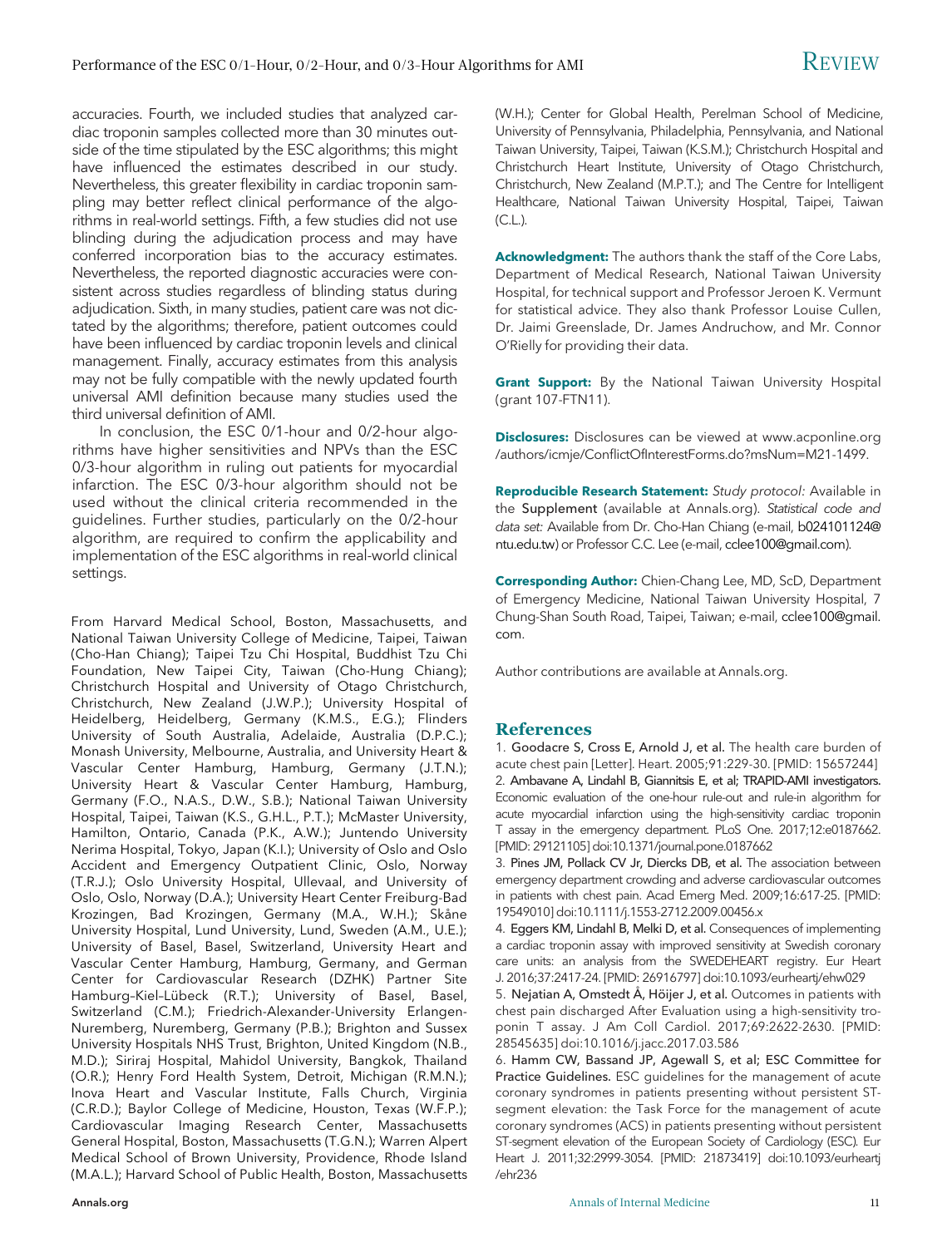accuracies. Fourth, we included studies that analyzed cardiac troponin samples collected more than 30 minutes outside of the time stipulated by the ESC algorithms; this might have influenced the estimates described in our study. Nevertheless, this greater flexibility in cardiac troponin sampling may better reflect clinical performance of the algorithms in real-world settings. Fifth, a few studies did not use blinding during the adjudication process and may have conferred incorporation bias to the accuracy estimates. Nevertheless, the reported diagnostic accuracies were consistent across studies regardless of blinding status during adjudication. Sixth, in many studies, patient care was not dictated by the algorithms; therefore, patient outcomes could have been influenced by cardiac troponin levels and clinical management. Finally, accuracy estimates from this analysis may not be fully compatible with the newly updated fourth universal AMI definition because many studies used the third universal definition of AMI.

In conclusion, the ESC 0/1-hour and 0/2-hour algorithms have higher sensitivities and NPVs than the ESC 0/3-hour algorithm in ruling out patients for myocardial infarction. The ESC 0/3-hour algorithm should not be used without the clinical criteria recommended in the guidelines. Further studies, particularly on the 0/2-hour algorithm, are required to confirm the applicability and implementation of the ESC algorithms in real-world clinical settings.

From Harvard Medical School, Boston, Massachusetts, and National Taiwan University College of Medicine, Taipei, Taiwan (Cho-Han Chiang); Taipei Tzu Chi Hospital, Buddhist Tzu Chi Foundation, New Taipei City, Taiwan (Cho-Hung Chiang); Christchurch Hospital and University of Otago Christchurch, Christchurch, New Zealand (J.W.P.); University Hospital of Heidelberg, Heidelberg, Germany (K.M.S., E.G.); Flinders University of South Australia, Adelaide, Australia (D.P.C.); Monash University, Melbourne, Australia, and University Heart & Vascular Center Hamburg, Hamburg, Germany (J.T.N.); University Heart & Vascular Center Hamburg, Hamburg, Germany (F.O., N.A.S., D.W., S.B.); National Taiwan University Hospital, Taipei, Taiwan (K.S., G.H.L., P.T.); McMaster University, Hamilton, Ontario, Canada (P.K., A.W.); Juntendo University Nerima Hospital, Tokyo, Japan (K.I.); University of Oslo and Oslo Accident and Emergency Outpatient Clinic, Oslo, Norway (T.R.J.); Oslo University Hospital, Ullevaal, and University of Oslo, Oslo, Norway (D.A.); University Heart Center Freiburg-Bad Krozingen, Bad Krozingen, Germany (M.A., W.H.); Skåne University Hospital, Lund University, Lund, Sweden (A.M., U.E.); University of Basel, Basel, Switzerland, University Heart and Vascular Center Hamburg, Hamburg, Germany, and German Center for Cardiovascular Research (DZHK) Partner Site Hamburg–Kiel–Lübeck (R.T.); University of Basel, Basel, Switzerland (C.M.); Friedrich-Alexander-University Erlangen-Nuremberg, Nuremberg, Germany (P.B.); Brighton and Sussex University Hospitals NHS Trust, Brighton, United Kingdom (N.B., M.D.); Siriraj Hospital, Mahidol University, Bangkok, Thailand (O.R.); Henry Ford Health System, Detroit, Michigan (R.M.N.); Inova Heart and Vascular Institute, Falls Church, Virginia (C.R.D.); Baylor College of Medicine, Houston, Texas (W.F.P.); Cardiovascular Imaging Research Center, Massachusetts General Hospital, Boston, Massachusetts (T.G.N.); Warren Alpert Medical School of Brown University, Providence, Rhode Island (M.A.L.); Harvard School of Public Health, Boston, Massachusetts (W.H.); Center for Global Health, Perelman School of Medicine, University of Pennsylvania, Philadelphia, Pennsylvania, and National Taiwan University, Taipei, Taiwan (K.S.M.); Christchurch Hospital and Christchurch Heart Institute, University of Otago Christchurch, Christchurch, New Zealand (M.P.T.); and The Centre for Intelligent Healthcare, National Taiwan University Hospital, Taipei, Taiwan (C.L.).

**Acknowledgment:** The authors thank the staff of the Core Labs, Department of Medical Research, National Taiwan University Hospital, for technical support and Professor Jeroen K. Vermunt for statistical advice. They also thank Professor Louise Cullen, Dr. Jaimi Greenslade, Dr. James Andruchow, and Mr. Connor O'Rielly for providing their data.

**Grant Support:** By the National Taiwan University Hospital (grant 107-FTN11).

**Disclosures:** Disclosures can be viewed at www.acponline.org/authors/icmje/ConflictOfInterestForms.do?msNum=M21-1499.

**Reproducible Research Statement:** *Study protocol:* Available in the Supplement (available at Annals.org). *Statistical code and data set:* Available from Dr. Cho-Han Chiang (e-mail, b024101124@ntu.edu.tw) or Professor C.C. Lee (e-mail, cclee100@gmail.com).

**Corresponding Author:** Chien-Chang Lee, MD, ScD, Department of Emergency Medicine, National Taiwan University Hospital, 7 Chung-Shan South Road, Taipei, Taiwan; e-mail, cclee100@gmail.com.

Author contributions are available at Annals.org.

## References

1. Goodacre S, Cross E, Arnold J, et al. The health care burden of acute chest pain [Letter]. Heart. 2005;91:229-30. [PMID: 15657244]
2. Ambavane A, Lindahl B, Giannitsis E, et al; TRAPID-AMI investigators. Economic evaluation of the one-hour rule-out and rule-in algorithm for acute myocardial infarction using the high-sensitivity cardiac troponin T assay in the emergency department. PLoS One. 2017;12:e0187662. [PMID: 29121105] doi:10.1371/journal.pone.0187662
3. Pines JM, Pollack CV Jr, Diercks DB, et al. The association between emergency department crowding and adverse cardiovascular outcomes in patients with chest pain. Acad Emerg Med. 2009;16:617-25. [PMID: 19549010] doi:10.1111/j.1553-2712.2009.00456.x
4. Eggers KM, Lindahl B, Melki D, et al. Consequences of implementing a cardiac troponin assay with improved sensitivity at Swedish coronary care units: an analysis from the SWEDEHEART registry. Eur Heart J. 2016;37:2417-24. [PMID: 26916797] doi:10.1093/eurheartj/ehw029
5. Nejatian A, Omstedt Å, Höijer J, et al. Outcomes in patients with chest pain discharged After Evaluation using a high-sensitivity troponin T assay. J Am Coll Cardiol. 2017;69:2622-2630. [PMID: 28545635] doi:10.1016/j.jacc.2017.03.586
6. Hamm CW, Bassand JP, Agewall S, et al; ESC Committee for Practice Guidelines. ESC guidelines for the management of acute coronary syndromes in patients presenting without persistent ST-segment elevation: the Task Force for the management of acute coronary syndromes (ACS) in patients presenting without persistent ST-segment elevation of the European Society of Cardiology (ESC). Eur Heart J. 2011;32:2999-3054. [PMID: 21873419] doi:10.1093/eurheartj/ehr236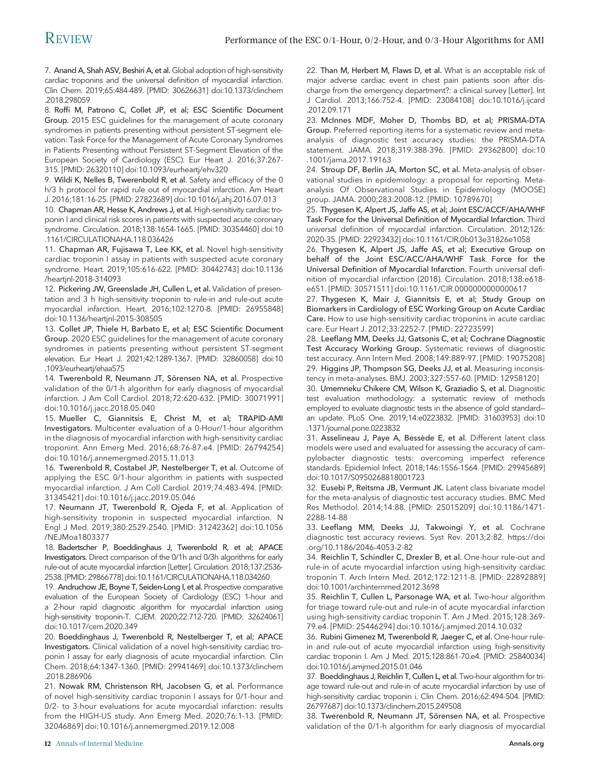7. **Anand A, Shah ASV, Beshiri A, et al.** Global adoption of high-sensitivity cardiac troponins and the universal definition of myocardial infarction. Clin Chem. 2019;65:484-489. [PMID: 30626631] doi:10.1373/clinchem.2018.298059

8. **Roffi M, Patrono C, Collet JP, et al; ESC Scientific Document Group.** 2015 ESC guidelines for the management of acute coronary syndromes in patients presenting without persistent ST-segment elevation: Task Force for the Management of Acute Coronary Syndromes in Patients Presenting without Persistent ST-Segment Elevation of the European Society of Cardiology (ESC). Eur Heart J. 2016;37:267-315. [PMID: 26320110] doi:10.1093/eurheartj/ehv320

9. **Wildi K, Nelles B, Twerenbold R, et al.** Safety and efficacy of the 0 h/3 h protocol for rapid rule out of myocardial infarction. Am Heart J. 2016;181:16-25. [PMID: 27823689] doi:10.1016/j.ahj.2016.07.013

10. **Chapman AR, Hesse K, Andrews J, et al.** High-sensitivity cardiac troponin I and clinical risk scores in patients with suspected acute coronary syndrome. Circulation. 2018;138:1654-1665. [PMID: 30354460] doi:10.1161/CIRCULATIONAHA.118.036426

11. **Chapman AR, Fujisawa T, Lee KK, et al.** Novel high-sensitivity cardiac troponin I assay in patients with suspected acute coronary syndrome. Heart. 2019;105:616-622. [PMID: 30442743] doi:10.1136/heartjnl-2018-314093

12. **Pickering JW, Greenslade JH, Cullen L, et al.** Validation of presentation and 3 h high-sensitivity troponin to rule-in and rule-out acute myocardial infarction. Heart. 2016;102:1270-8. [PMID: 26955848] doi:10.1136/heartjnl-2015-308505

13. **Collet JP, Thiele H, Barbato E, et al; ESC Scientific Document Group.** 2020 ESC guidelines for the management of acute coronary syndromes in patients presenting without persistent ST-segment elevation. Eur Heart J. 2021;42:1289-1367. [PMID: 32860058] doi:10.1093/eurheartj/ehaa575

14. **Twerenbold R, Neumann JT, Sörensen NA, et al.** Prospective validation of the 0/1-h algorithm for early diagnosis of myocardial infarction. J Am Coll Cardiol. 2018;72:620-632. [PMID: 30071991] doi:10.1016/j.jacc.2018.05.040

15. **Mueller C, Giannitsis E, Christ M, et al; TRAPID-AMI Investigators.** Multicenter evaluation of a 0-Hour/1-hour algorithm in the diagnosis of myocardial infarction with high-sensitivity cardiac troponin. Ann Emerg Med. 2016;68:76-87.e4. [PMID: 26794254] doi:10.1016/j.annemergmed.2015.11.013

16. **Twerenbold R, Costabel JP, Nestelberger T, et al.** Outcome of applying the ESC 0/1-hour algorithm in patients with suspected myocardial infarction. J Am Coll Cardiol. 2019;74:483-494. [PMID: 31345421] doi:10.1016/j.jacc.2019.05.046

17. **Neumann JT, Twerenbold R, Ojeda F, et al.** Application of high-sensitivity troponin in suspected myocardial infarction. N Engl J Med. 2019;380:2529-2540. [PMID: 31242362] doi:10.1056/NEJMoa1803377

18. **Badertscher P, Boeddinghaus J, Twerenbold R, et al; APACE Investigators.** Direct comparison of the 0/1h and 0/3h algorithms for early rule-out of acute myocardial infarction [Letter]. Circulation. 2018;137:2536-2538. [PMID: 29866778] doi:10.1161/CIRCULATIONAHA.118.034260

19. **Andruchow JE, Boyne T, Seiden-Long I, et al.** Prospective comparative evaluation of the European Society of Cardiology (ESC) 1-hour and a 2-hour rapid diagnostic algorithm for myocardial infarction using high-sensitivity troponin-T. CJEM. 2020;22:712-720. [PMID: 32624061] doi:10.1017/cem.2020.349

20. **Boeddinghaus J, Twerenbold R, Nestelberger T, et al; APACE Investigators.** Clinical validation of a novel high-sensitivity cardiac troponin I assay for early diagnosis of acute myocardial infarction. Clin Chem. 2018;64:1347-1360. [PMID: 29941469] doi:10.1373/clinchem.2018.286906

21. **Nowak RM, Christenson RH, Jacobsen G, et al.** Performance of novel high-sensitivity cardiac troponin I assays for 0/1-hour and 0/2- to 3-hour evaluations for acute myocardial infarction: results from the HIGH-US study. Ann Emerg Med. 2020;76:1-13. [PMID: 32046869] doi:10.1016/j.annemergmed.2019.12.008

22. **Than M, Herbert M, Flaws D, et al.** What is an acceptable risk of major adverse cardiac event in chest pain patients soon after discharge from the emergency department?: a clinical survey [Letter]. Int J Cardiol. 2013;166:752-4. [PMID: 23084108] doi:10.1016/j.ijcard.2012.09.171

23. **McInnes MDF, Moher D, Thombs BD, et al; PRISMA-DTA Group.** Preferred reporting items for a systematic review and meta-analysis of diagnostic test accuracy studies: the PRISMA-DTA statement. JAMA. 2018;319:388-396. [PMID: 29362800] doi:10.1001/jama.2017.19163

24. **Stroup DF, Berlin JA, Morton SC, et al.** Meta-analysis of observational studies in epidemiology: a proposal for reporting. Meta-analysis Of Observational Studies in Epidemiology (MOOSE) group. JAMA. 2000;283:2008-12. [PMID: 10789670]

25. **Thygesen K, Alpert JS, Jaffe AS, et al; Joint ESC/ACCF/AHA/WHF Task Force for the Universal Definition of Myocardial Infarction.** Third universal definition of myocardial infarction. Circulation. 2012;126:2020-35. [PMID: 22923432] doi:10.1161/CIR.0b013e31826e1058

26. **Thygesen K, Alpert JS, Jaffe AS, et al; Executive Group on behalf of the Joint ESC/ACC/AHA/WHF Task Force for the Universal Definition of Myocardial Infarction.** Fourth universal definition of myocardial infarction (2018). Circulation. 2018;138:e618-e651. [PMID: 30571511] doi:10.1161/CIR.0000000000000617

27. **Thygesen K, Mair J, Giannitsis E, et al; Study Group on Biomarkers in Cardiology of ESC Working Group on Acute Cardiac Care.** How to use high-sensitivity cardiac troponins in acute cardiac care. Eur Heart J. 2012;33:2252-7. [PMID: 22723599]

28. **Leeflang MM, Deeks JJ, Gatsonis C, et al; Cochrane Diagnostic Test Accuracy Working Group.** Systematic reviews of diagnostic test accuracy. Ann Intern Med. 2008;149:889-97. [PMID: 19075208]

29. **Higgins JP, Thompson SG, Deeks JJ, et al.** Measuring inconsistency in meta-analyses. BMJ. 2003;327:557-60. [PMID: 12958120]

30. **Umemneku Chikere CM, Wilson K, Graziadio S, et al.** Diagnostic test evaluation methodology: a systematic review of methods employed to evaluate diagnostic tests in the absence of gold standard—an update. PLoS One. 2019;14:e0223832. [PMID: 31603953] doi:10.1371/journal.pone.0223832

31. **Asselineau J, Paye A, Bessède E, et al.** Different latent class models were used and evaluated for assessing the accuracy of campylobacter diagnostic tests: overcoming imperfect reference standards. Epidemiol Infect. 2018;146:1556-1564. [PMID: 29945689] doi:10.1017/S0950268818001723

32. **Eusebi P, Reitsma JB, Vermunt JK.** Latent class bivariate model for the meta-analysis of diagnostic test accuracy studies. BMC Med Res Methodol. 2014;14:88. [PMID: 25015209] doi:10.1186/1471-2288-14-88

33. **Leeflang MM, Deeks JJ, Takwoingi Y, et al.** Cochrane diagnostic test accuracy reviews. Syst Rev. 2013;2:82. https://doi.org/10.1186/2046-4053-2-82

34. **Reichlin T, Schindler C, Drexler B, et al.** One-hour rule-out and rule-in of acute myocardial infarction using high-sensitivity cardiac troponin T. Arch Intern Med. 2012;172:1211-8. [PMID: 22892889] doi:10.1001/archinternmed.2012.3698

35. **Reichlin T, Cullen L, Parsonage WA, et al.** Two-hour algorithm for triage toward rule-out and rule-in of acute myocardial infarction using high-sensitivity cardiac troponin T. Am J Med. 2015;128:369-79.e4. [PMID: 25446294] doi:10.1016/j.amjmed.2014.10.032

36. **Rubini Gimenez M, Twerenbold R, Jaeger C, et al.** One-hour rule-in and rule-out of acute myocardial infarction using high-sensitivity cardiac troponin I. Am J Med. 2015;128:861-70.e4. [PMID: 25840034] doi:10.1016/j.amjmed.2015.01.046

37. **Boeddinghaus J, Reichlin T, Cullen L, et al.** Two-hour algorithm for triage toward rule-out and rule-in of acute myocardial infarction by use of high-sensitivity cardiac troponin i. Clin Chem. 2016;62:494-504. [PMID: 26797687] doi:10.1373/clinchem.2015.249508

38. **Twerenbold R, Neumann JT, Sörensen NA, et al.** Prospective validation of the 0/1-h algorithm for early diagnosis of myocardial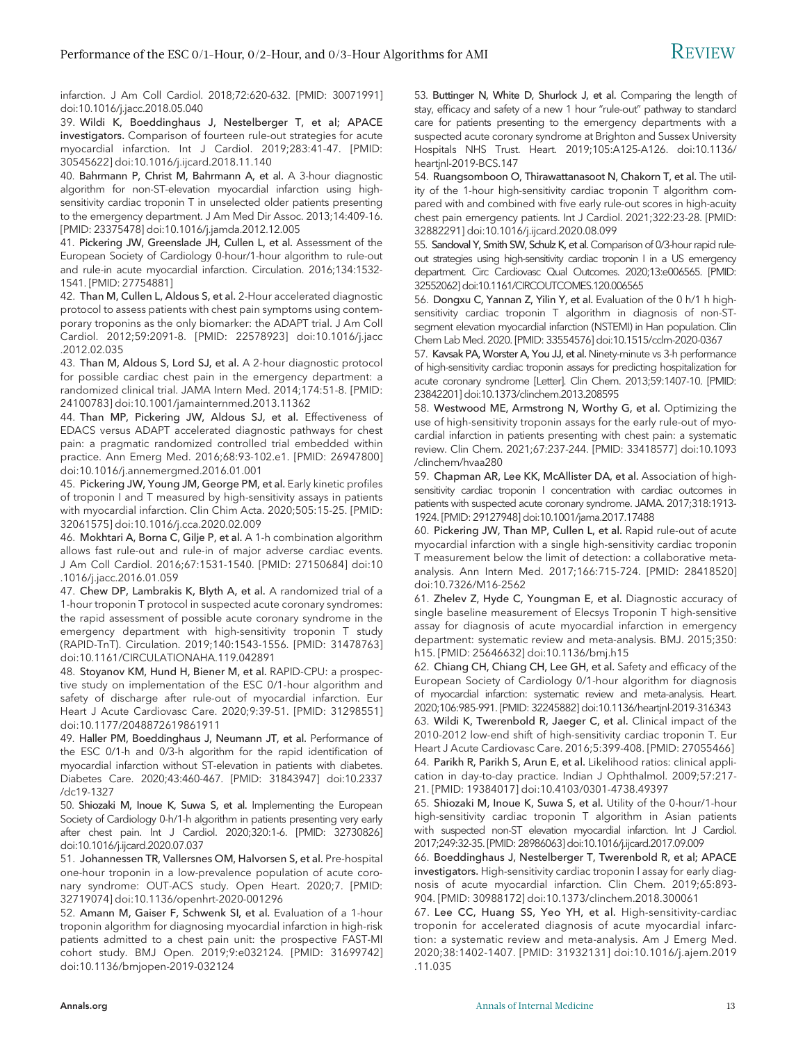infarction. J Am Coll Cardiol. 2018;72:620-632. [PMID: 30071991] doi:10.1016/j.jacc.2018.05.040

39. **Wildi K, Boeddinghaus J, Nestelberger T, et al; APACE investigators.** Comparison of fourteen rule-out strategies for acute myocardial infarction. Int J Cardiol. 2019;283:41-47. [PMID: 30545622] doi:10.1016/j.ijcard.2018.11.140

40. **Bahrmann P, Christ M, Bahrmann A, et al.** A 3-hour diagnostic algorithm for non-ST-elevation myocardial infarction using high-sensitivity cardiac troponin T in unselected older patients presenting to the emergency department. J Am Med Dir Assoc. 2013;14:409-16. [PMID: 23375478] doi:10.1016/j.jamda.2012.12.005

41. **Pickering JW, Greenslade JH, Cullen L, et al.** Assessment of the European Society of Cardiology 0-hour/1-hour algorithm to rule-out and rule-in acute myocardial infarction. Circulation. 2016;134:1532-1541. [PMID: 27754881]

42. **Than M, Cullen L, Aldous S, et al.** 2-Hour accelerated diagnostic protocol to assess patients with chest pain symptoms using contemporary troponins as the only biomarker: the ADAPT trial. J Am Coll Cardiol. 2012;59:2091-8. [PMID: 22578923] doi:10.1016/j.jacc.2012.02.035

43. **Than M, Aldous S, Lord SJ, et al.** A 2-hour diagnostic protocol for possible cardiac chest pain in the emergency department: a randomized clinical trial. JAMA Intern Med. 2014;174:51-8. [PMID: 24100783] doi:10.1001/jamainternmed.2013.11362

44. **Than MP, Pickering JW, Aldous SJ, et al.** Effectiveness of EDACS versus ADAPT accelerated diagnostic pathways for chest pain: a pragmatic randomized controlled trial embedded within practice. Ann Emerg Med. 2016;68:93-102.e1. [PMID: 26947800] doi:10.1016/j.annemergmed.2016.01.001

45. **Pickering JW, Young JM, George PM, et al.** Early kinetic profiles of troponin I and T measured by high-sensitivity assays in patients with myocardial infarction. Clin Chim Acta. 2020;505:15-25. [PMID: 32061575] doi:10.1016/j.cca.2020.02.009

46. **Mokhtari A, Borna C, Gilje P, et al.** A 1-h combination algorithm allows fast rule-out and rule-in of major adverse cardiac events. J Am Coll Cardiol. 2016;67:1531-1540. [PMID: 27150684] doi:10.1016/j.jacc.2016.01.059

47. **Chew DP, Lambrakis K, Blyth A, et al.** A randomized trial of a 1-hour troponin T protocol in suspected acute coronary syndromes: the rapid assessment of possible acute coronary syndrome in the emergency department with high-sensitivity troponin T study (RAPID-TnT). Circulation. 2019;140:1543-1556. [PMID: 31478763] doi:10.1161/CIRCULATIONAHA.119.042891

48. **Stoyanov KM, Hund H, Biener M, et al.** RAPID-CPU: a prospective study on implementation of the ESC 0/1-hour algorithm and safety of discharge after rule-out of myocardial infarction. Eur Heart J Acute Cardiovasc Care. 2020;9:39-51. [PMID: 31298551] doi:10.1177/2048872619861911

49. **Haller PM, Boeddinghaus J, Neumann JT, et al.** Performance of the ESC 0/1-h and 0/3-h algorithm for the rapid identification of myocardial infarction without ST-elevation in patients with diabetes. Diabetes Care. 2020;43:460-467. [PMID: 31843947] doi:10.2337/dc19-1327

50. **Shiozaki M, Inoue K, Suwa S, et al.** Implementing the European Society of Cardiology 0-h/1-h algorithm in patients presenting very early after chest pain. Int J Cardiol. 2020;320:1-6. [PMID: 32730826] doi:10.1016/j.ijcard.2020.07.037

51. **Johannessen TR, Vallersnes OM, Halvorsen S, et al.** Pre-hospital one-hour troponin in a low-prevalence population of acute coronary syndrome: OUT-ACS study. Open Heart. 2020;7. [PMID: 32719074] doi:10.1136/openhrt-2020-001296

52. **Amann M, Gaiser F, Schwenk SI, et al.** Evaluation of a 1-hour troponin algorithm for diagnosing myocardial infarction in high-risk patients admitted to a chest pain unit: the prospective FAST-MI cohort study. BMJ Open. 2019;9:e032124. [PMID: 31699742] doi:10.1136/bmjopen-2019-032124

53. **Buttinger N, White D, Shurlock J, et al.** Comparing the length of stay, efficacy and safety of a new 1 hour "rule-out" pathway to standard care for patients presenting to the emergency departments with a suspected acute coronary syndrome at Brighton and Sussex University Hospitals NHS Trust. Heart. 2019;105:A125-A126. doi:10.1136/heartjnl-2019-BCS.147

54. **Ruangsomboon O, Thirawattanasoot N, Chakorn T, et al.** The utility of the 1-hour high-sensitivity cardiac troponin T algorithm compared with and combined with five early rule-out scores in high-acuity chest pain emergency patients. Int J Cardiol. 2021;322:23-28. [PMID: 32882291] doi:10.1016/j.ijcard.2020.08.099

55. **Sandoval Y, Smith SW, Schulz K, et al.** Comparison of 0/3-hour rapid rule-out strategies using high-sensitivity cardiac troponin I in a US emergency department. Circ Cardiovasc Qual Outcomes. 2020;13:e006565. [PMID: 32552062] doi:10.1161/CIRCOUTCOMES.120.006565

56. **Dongxu C, Yannan Z, Yilin Y, et al.** Evaluation of the 0 h/1 h high-sensitivity cardiac troponin T algorithm in diagnosis of non-ST-segment elevation myocardial infarction (NSTEMI) in Han population. Clin Chem Lab Med. 2020. [PMID: 33554576] doi:10.1515/cclm-2020-0367

57. **Kavsak PA, Worster A, You JJ, et al.** Ninety-minute vs 3-h performance of high-sensitivity cardiac troponin assays for predicting hospitalization for acute coronary syndrome [Letter]. Clin Chem. 2013;59:1407-10. [PMID: 23842201] doi:10.1373/clinchem.2013.208595

58. **Westwood ME, Armstrong N, Worthy G, et al.** Optimizing the use of high-sensitivity troponin assays for the early rule-out of myocardial infarction in patients presenting with chest pain: a systematic review. Clin Chem. 2021;67:237-244. [PMID: 33418577] doi:10.1093/clinchem/hvaa280

59. **Chapman AR, Lee KK, McAllister DA, et al.** Association of high-sensitivity cardiac troponin I concentration with cardiac outcomes in patients with suspected acute coronary syndrome. JAMA. 2017;318:1913-1924. [PMID: 29127948] doi:10.1001/jama.2017.17488

60. **Pickering JW, Than MP, Cullen L, et al.** Rapid rule-out of acute myocardial infarction with a single high-sensitivity cardiac troponin T measurement below the limit of detection: a collaborative meta-analysis. Ann Intern Med. 2017;166:715-724. [PMID: 28418520] doi:10.7326/M16-2562

61. **Zhelev Z, Hyde C, Youngman E, et al.** Diagnostic accuracy of single baseline measurement of Elecsys Troponin T high-sensitive assay for diagnosis of acute myocardial infarction in emergency department: systematic review and meta-analysis. BMJ. 2015;350:h15. [PMID: 25646632] doi:10.1136/bmj.h15

62. **Chiang CH, Chiang CH, Lee GH, et al.** Safety and efficacy of the European Society of Cardiology 0/1-hour algorithm for diagnosis of myocardial infarction: systematic review and meta-analysis. Heart. 2020;106:985-991. [PMID: 32245882] doi:10.1136/heartjnl-2019-316343

63. **Wildi K, Twerenbold R, Jaeger C, et al.** Clinical impact of the 2010-2012 low-end shift of high-sensitivity cardiac troponin T. Eur Heart J Acute Cardiovasc Care. 2016;5:399-408. [PMID: 27055466]

64. **Parikh R, Parikh S, Arun E, et al.** Likelihood ratios: clinical application in day-to-day practice. Indian J Ophthalmol. 2009;57:217-21. [PMID: 19384017] doi:10.4103/0301-4738.49397

65. **Shiozaki M, Inoue K, Suwa S, et al.** Utility of the 0-hour/1-hour high-sensitivity cardiac troponin T algorithm in Asian patients with suspected non-ST elevation myocardial infarction. Int J Cardiol. 2017;249:32-35. [PMID: 28986063] doi:10.1016/j.ijcard.2017.09.009

66. **Boeddinghaus J, Nestelberger T, Twerenbold R, et al; APACE investigators.** High-sensitivity cardiac troponin I assay for early diagnosis of acute myocardial infarction. Clin Chem. 2019;65:893-904. [PMID: 30988172] doi:10.1373/clinchem.2018.300061

67. **Lee CC, Huang SS, Yeo YH, et al.** High-sensitivity-cardiac troponin for accelerated diagnosis of acute myocardial infarction: a systematic review and meta-analysis. Am J Emerg Med. 2020;38:1402-1407. [PMID: 31932131] doi:10.1016/j.ajem.2019.11.035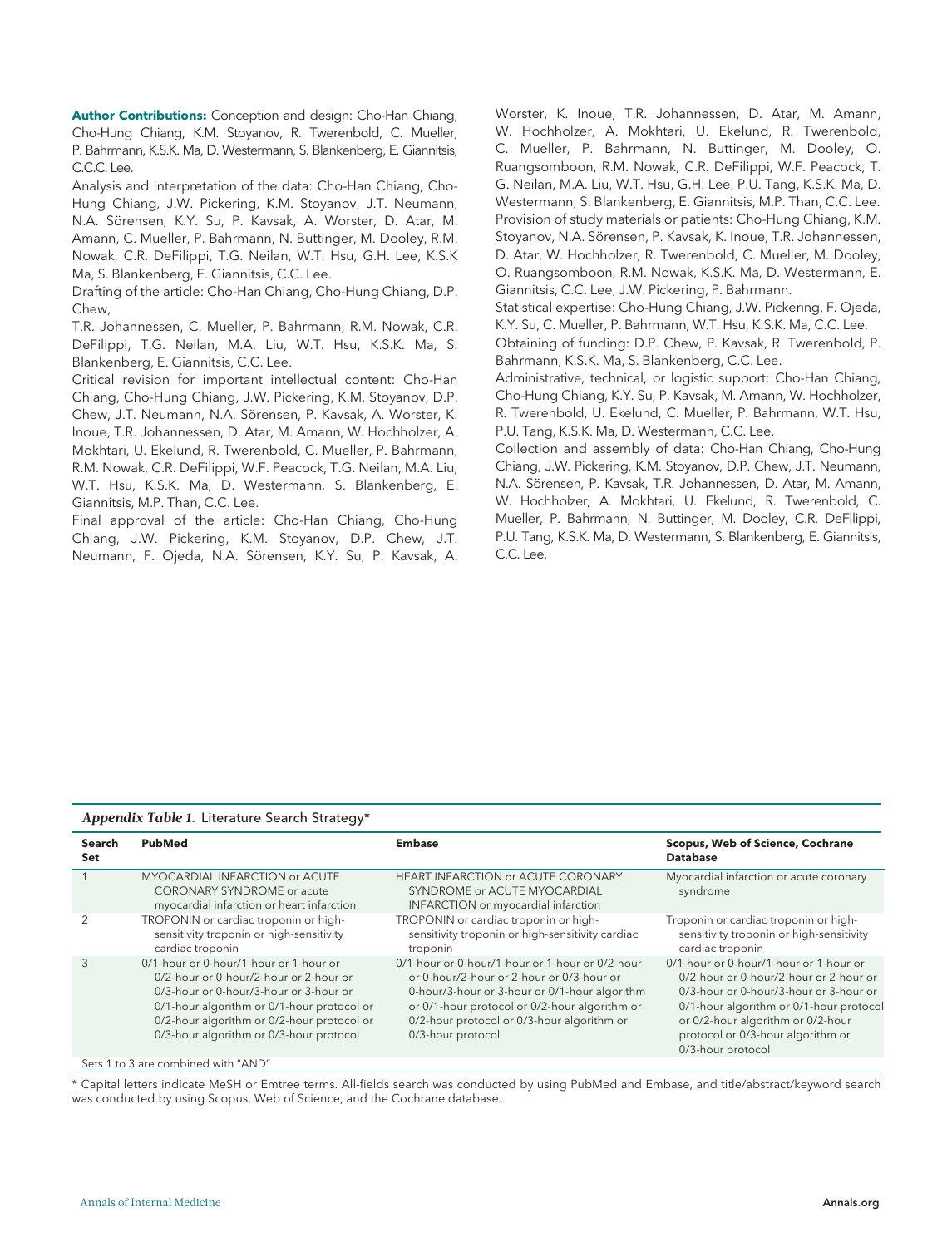**Author Contributions:** Conception and design: Cho-Han Chiang, Cho-Hung Chiang, K.M. Stoyanov, R. Twerenbold, C. Mueller, P. Bahrmann, K.S.K. Ma, D. Westermann, S. Blankenberg, E. Giannitsis, C.C.C. Lee.

Analysis and interpretation of the data: Cho-Han Chiang, Cho-Hung Chiang, J.W. Pickering, K.M. Stoyanov, J.T. Neumann, N.A. Sörensen, K.Y. Su, P. Kavsak, A. Worster, D. Atar, M. Amann, C. Mueller, P. Bahrmann, N. Buttinger, M. Dooley, R.M. Nowak, C.R. DeFilippi, T.G. Neilan, W.T. Hsu, G.H. Lee, K.S.K Ma, S. Blankenberg, E. Giannitsis, C.C. Lee.

Drafting of the article: Cho-Han Chiang, Cho-Hung Chiang, D.P. Chew,

T.R. Johannessen, C. Mueller, P. Bahrmann, R.M. Nowak, C.R. DeFilippi, T.G. Neilan, M.A. Liu, W.T. Hsu, K.S.K. Ma, S. Blankenberg, E. Giannitsis, C.C. Lee.

Critical revision for important intellectual content: Cho-Han Chiang, Cho-Hung Chiang, J.W. Pickering, K.M. Stoyanov, D.P. Chew, J.T. Neumann, N.A. Sörensen, P. Kavsak, A. Worster, K. Inoue, T.R. Johannessen, D. Atar, M. Amann, W. Hochholzer, A. Mokhtari, U. Ekelund, R. Twerenbold, C. Mueller, P. Bahrmann, R.M. Nowak, C.R. DeFilippi, W.F. Peacock, T.G. Neilan, M.A. Liu, W.T. Hsu, K.S.K. Ma, D. Westermann, S. Blankenberg, E. Giannitsis, M.P. Than, C.C. Lee.

Final approval of the article: Cho-Han Chiang, Cho-Hung Chiang, J.W. Pickering, K.M. Stoyanov, D.P. Chew, J.T. Neumann, F. Ojeda, N.A. Sörensen, K.Y. Su, P. Kavsak, A. Worster, K. Inoue, T.R. Johannessen, D. Atar, M. Amann, W. Hochholzer, A. Mokhtari, U. Ekelund, R. Twerenbold, C. Mueller, P. Bahrmann, N. Buttinger, M. Dooley, O. Ruangsomboon, R.M. Nowak, C.R. DeFilippi, W.F. Peacock, T. G. Neilan, M.A. Liu, W.T. Hsu, G.H. Lee, P.U. Tang, K.S.K. Ma, D. Westermann, S. Blankenberg, E. Giannitsis, M.P. Than, C.C. Lee.

Provision of study materials or patients: Cho-Hung Chiang, K.M. Stoyanov, N.A. Sörensen, P. Kavsak, K. Inoue, T.R. Johannessen, D. Atar, W. Hochholzer, R. Twerenbold, C. Mueller, M. Dooley, O. Ruangsomboon, R.M. Nowak, K.S.K. Ma, D. Westermann, E. Giannitsis, C.C. Lee, J.W. Pickering, P. Bahrmann.

Statistical expertise: Cho-Hung Chiang, J.W. Pickering, F. Ojeda, K.Y. Su, C. Mueller, P. Bahrmann, W.T. Hsu, K.S.K. Ma, C.C. Lee.

Obtaining of funding: D.P. Chew, P. Kavsak, R. Twerenbold, P. Bahrmann, K.S.K. Ma, S. Blankenberg, C.C. Lee.

Administrative, technical, or logistic support: Cho-Han Chiang, Cho-Hung Chiang, K.Y. Su, P. Kavsak, M. Amann, W. Hochholzer, R. Twerenbold, U. Ekelund, C. Mueller, P. Bahrmann, W.T. Hsu, P.U. Tang, K.S.K. Ma, D. Westermann, C.C. Lee.

Collection and assembly of data: Cho-Han Chiang, Cho-Hung Chiang, J.W. Pickering, K.M. Stoyanov, D.P. Chew, J.T. Neumann, N.A. Sörensen, P. Kavsak, T.R. Johannessen, D. Atar, M. Amann, W. Hochholzer, A. Mokhtari, U. Ekelund, R. Twerenbold, C. Mueller, P. Bahrmann, N. Buttinger, M. Dooley, C.R. DeFilippi, P.U. Tang, K.S.K. Ma, D. Westermann, S. Blankenberg, E. Giannitsis, C.C. Lee.

***Appendix Table 1.*** Literature Search Strategy*

| Search Set | PubMed | Embase | Scopus, Web of Science, Cochrane Database |
|---|---|---|---|
| 1 | MYOCARDIAL INFARCTION or ACUTE CORONARY SYNDROME or acute myocardial infarction or heart infarction | HEART INFARCTION or ACUTE CORONARY SYNDROME or ACUTE MYOCARDIAL INFARCTION or myocardial infarction | Myocardial infarction or acute coronary syndrome |
| 2 | TROPONIN or cardiac troponin or high-sensitivity troponin or high-sensitivity cardiac troponin | TROPONIN or cardiac troponin or high-sensitivity troponin or high-sensitivity cardiac troponin | Troponin or cardiac troponin or high-sensitivity troponin or high-sensitivity cardiac troponin |
| 3 | 0/1-hour or 0-hour/1-hour or 1-hour or 0/2-hour or 0-hour/2-hour or 2-hour or 0/3-hour or 0-hour/3-hour or 3-hour or 0/1-hour algorithm or 0/1-hour protocol or 0/2-hour algorithm or 0/2-hour protocol or 0/3-hour algorithm or 0/3-hour protocol | 0/1-hour or 0-hour/1-hour or 1-hour or 0/2-hour or 0-hour/2-hour or 2-hour or 0/3-hour or 0-hour/3-hour or 3-hour or 0/1-hour algorithm or 0/1-hour protocol or 0/2-hour algorithm or 0/2-hour protocol or 0/3-hour algorithm or 0/3-hour protocol | 0/1-hour or 0-hour/1-hour or 1-hour or 0/2-hour or 0-hour/2-hour or 2-hour or 0/3-hour or 0-hour/3-hour or 3-hour or 0/1-hour algorithm or 0/1-hour protocol or 0/2-hour algorithm or 0/2-hour protocol or 0/3-hour algorithm or 0/3-hour protocol |
| Sets 1 to 3 are combined with "AND" | | | |

* Capital letters indicate MeSH or Emtree terms. All-fields search was conducted by using PubMed and Embase, and title/abstract/keyword search was conducted by using Scopus, Web of Science, and the Cochrane database.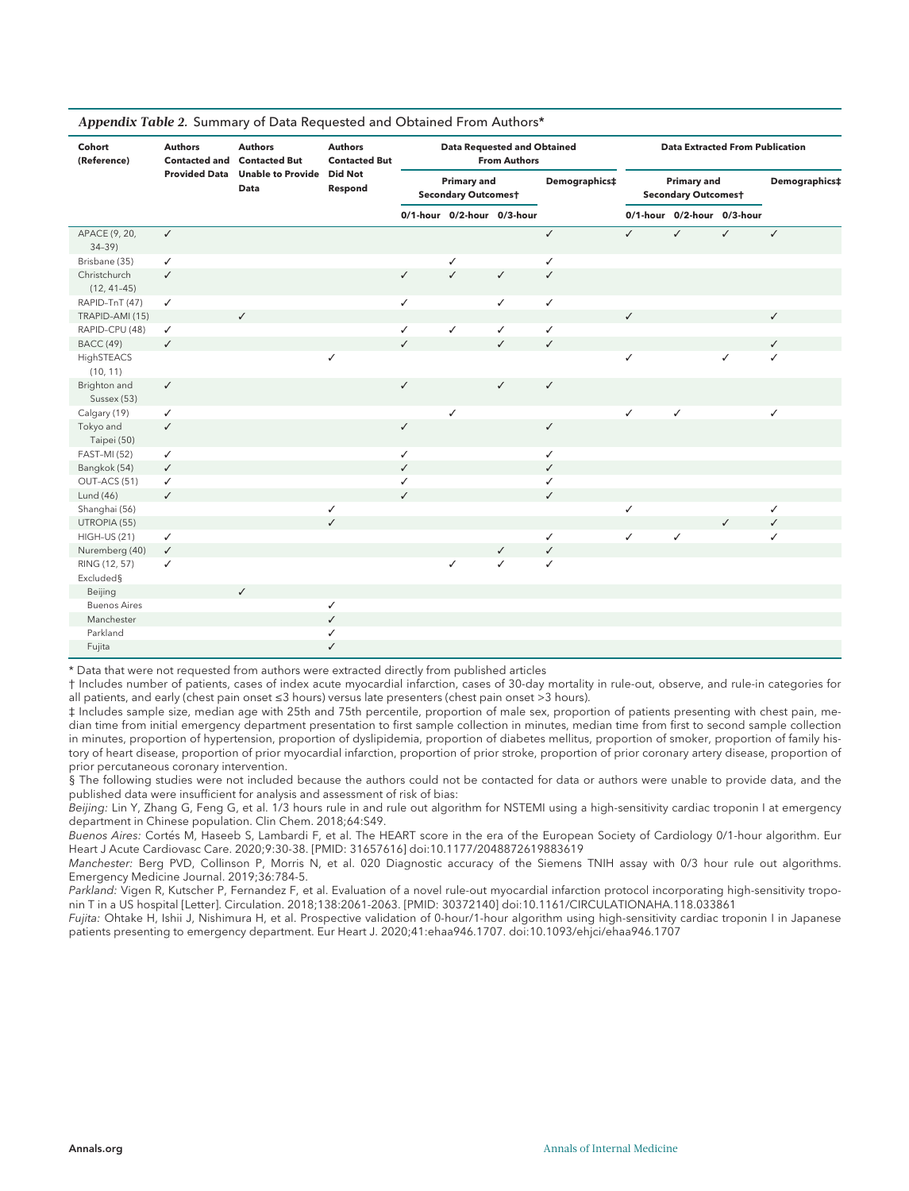*Appendix Table 2.* Summary of Data Requested and Obtained From Authors*

| Cohort (Reference) | Authors Contacted and Provided Data | Authors Contacted But Unable to Provide Data | Authors Contacted But Did Not Respond | Data Requested and Obtained From Authors | | | | Data Extracted From Publication | | | |
|---|---|---|---|---|---|---|---|---|---|---|---|
| | | | | Primary and Secondary Outcomes† | | | Demographics‡ | Primary and Secondary Outcomes† | | | Demographics‡ |
| | | | | 0/1-hour | 0/2-hour | 0/3-hour | | 0/1-hour | 0/2-hour | 0/3-hour | |
| APACE (9, 20, 34–39) | ✓ | | | | | | ✓ | ✓ | ✓ | ✓ | ✓ |
| Brisbane (35) | ✓ | | | | ✓ | | ✓ | | | | |
| Christchurch (12, 41–45) | ✓ | | | ✓ | ✓ | ✓ | ✓ | | | | |
| RAPID-TnT (47) | ✓ | | | ✓ | | ✓ | ✓ | | | | |
| TRAPID-AMI (15) | | ✓ | | | | | | ✓ | | | ✓ |
| RAPID-CPU (48) | ✓ | | | ✓ | ✓ | ✓ | ✓ | | | | |
| BACC (49) | ✓ | | | ✓ | | ✓ | ✓ | | | | ✓ |
| HighSTEACS (10, 11) | | | ✓ | | | | | ✓ | | ✓ | ✓ |
| Brighton and Sussex (53) | ✓ | | | ✓ | | ✓ | ✓ | | | | |
| Calgary (19) | ✓ | | | | ✓ | | | ✓ | ✓ | | ✓ |
| Tokyo and Taipei (50) | ✓ | | | ✓ | | | ✓ | | | | |
| FAST-MI (52) | ✓ | | | ✓ | | | ✓ | | | | |
| Bangkok (54) | ✓ | | | ✓ | | | ✓ | | | | |
| OUT-ACS (51) | ✓ | | | ✓ | | | ✓ | | | | |
| Lund (46) | ✓ | | | ✓ | | | ✓ | | | | |
| Shanghai (56) | | | ✓ | | | | | ✓ | | | ✓ |
| UTROPIA (55) | | | ✓ | | | | | | | ✓ | ✓ |
| HIGH-US (21) | ✓ | | | | | | ✓ | ✓ | ✓ | | ✓ |
| Nuremberg (40) | ✓ | | | | | ✓ | ✓ | | | | |
| RING (12, 57) | ✓ | | | | ✓ | ✓ | ✓ | | | | |
| Excluded§ | | | | | | | | | | | |
| Beijing | | ✓ | | | | | | | | | |
| Buenos Aires | | | ✓ | | | | | | | | |
| Manchester | | | ✓ | | | | | | | | |
| Parkland | | | ✓ | | | | | | | | |
| Fujita | | | ✓ | | | | | | | | |

* Data that were not requested from authors were extracted directly from published articles

† Includes number of patients, cases of index acute myocardial infarction, cases of 30-day mortality in rule-out, observe, and rule-in categories for all patients, and early (chest pain onset ≤3 hours) versus late presenters (chest pain onset >3 hours).

‡ Includes sample size, median age with 25th and 75th percentile, proportion of male sex, proportion of patients presenting with chest pain, median time from initial emergency department presentation to first sample collection in minutes, median time from first to second sample collection in minutes, proportion of hypertension, proportion of dyslipidemia, proportion of diabetes mellitus, proportion of smoker, proportion of family history of heart disease, proportion of prior myocardial infarction, proportion of prior stroke, proportion of prior coronary artery disease, proportion of prior percutaneous coronary intervention.

§ The following studies were not included because the authors could not be contacted for data or authors were unable to provide data, and the published data were insufficient for analysis and assessment of risk of bias:

*Beijing:* Lin Y, Zhang G, Feng G, et al. 1/3 hours rule in and rule out algorithm for NSTEMI using a high-sensitivity cardiac troponin I at emergency department in Chinese population. Clin Chem. 2018;64:S49.

*Buenos Aires:* Cortés M, Haseeb S, Lambardi F, et al. The HEART score in the era of the European Society of Cardiology 0/1-hour algorithm. Eur Heart J Acute Cardiovasc Care. 2020;9:30-38. [PMID: 31657616] doi:10.1177/2048872619883619

*Manchester:* Berg PVD, Collinson P, Morris N, et al. 020 Diagnostic accuracy of the Siemens TNIH assay with 0/3 hour rule out algorithms. Emergency Medicine Journal. 2019;36:784-5.

*Parkland:* Vigen R, Kutscher P, Fernandez F, et al. Evaluation of a novel rule-out myocardial infarction protocol incorporating high-sensitivity troponin T in a US hospital [Letter]. Circulation. 2018;138:2061-2063. [PMID: 30372140] doi:10.1161/CIRCULATIONAHA.118.033861

*Fujita:* Ohtake H, Ishii J, Nishimura H, et al. Prospective validation of 0-hour/1-hour algorithm using high-sensitivity cardiac troponin I in Japanese patients presenting to emergency department. Eur Heart J. 2020;41:ehaa946.1707. doi:10.1093/ehjci/ehaa946.1707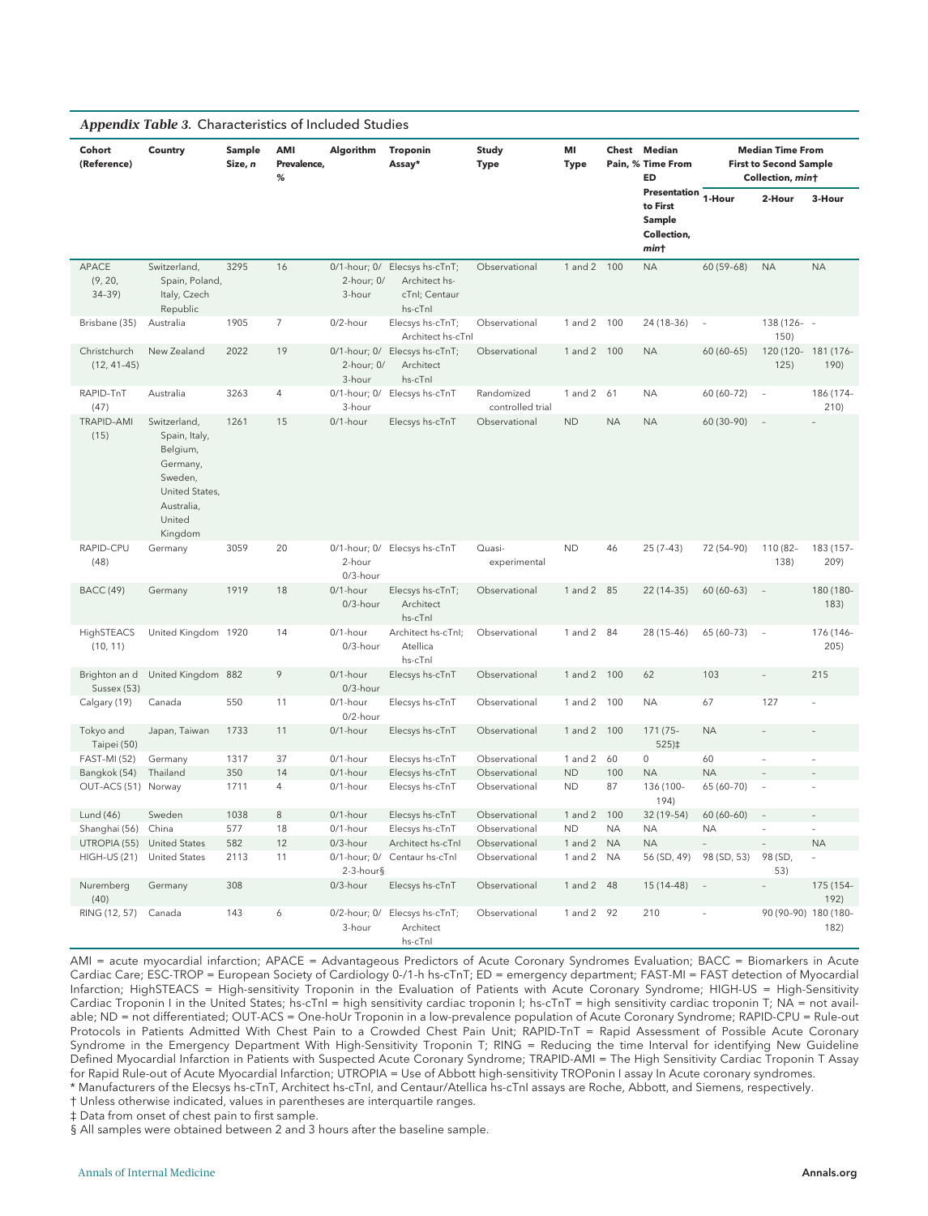***Appendix Table 3.*** Characteristics of Included Studies

| Cohort (Reference) | Country | Sample Size, *n* | AMI Prevalence, % | Algorithm | Troponin Assay* | Study Type | MI Type | Chest Pain, % | Median Time From ED Presentation to First Sample Collection, *min*† | Median Time From First to Second Sample Collection, *min*† | | |
|---|---|---|---|---|---|---|---|---|---|---|---|---|
| | | | | | | | | | | 1-Hour | 2-Hour | 3-Hour |
| APACE (9, 20, 34–39) | Switzerland, Spain, Poland, Italy, Czech Republic | 3295 | 16 | 0/1-hour; 0/2-hour; 0/3-hour | Elecsys hs-cTnT; Architect hs-cTnI; Centaur hs-cTnI | Observational | 1 and 2 | 100 | NA | 60 (59–68) | NA | NA |
| Brisbane (35) | Australia | 1905 | 7 | 0/2-hour | Elecsys hs-cTnT; Architect hs-cTnI | Observational | 1 and 2 | 100 | 24 (18–36) | – | 138 (126–150) | – |
| Christchurch (12, 41–45) | New Zealand | 2022 | 19 | 0/1-hour; 0/2-hour; 0/3-hour | Elecsys hs-cTnT; Architect hs-cTnI | Observational | 1 and 2 | 100 | NA | 60 (60–65) | 120 (120–125) | 181 (176–190) |
| RAPID-TnT (47) | Australia | 3263 | 4 | 0/1-hour; 0/3-hour | Elecsys hs-cTnT | Randomized controlled trial | 1 and 2 | 61 | NA | 60 (60–72) | – | 186 (174–210) |
| TRAPID-AMI (15) | Switzerland, Spain, Italy, Belgium, Germany, Sweden, United States, Australia, United Kingdom | 1261 | 15 | 0/1-hour | Elecsys hs-cTnT | Observational | ND | NA | NA | 60 (30–90) | – | – |
| RAPID-CPU (48) | Germany | 3059 | 20 | 0/1-hour; 0/2-hour 0/3-hour | Elecsys hs-cTnT | Quasi-experimental | ND | 46 | 25 (7–43) | 72 (54–90) | 110 (82–138) | 183 (157–209) |
| BACC (49) | Germany | 1919 | 18 | 0/1-hour 0/3-hour | Elecsys hs-cTnT; Architect hs-cTnI | Observational | 1 and 2 | 85 | 22 (14–35) | 60 (60–63) | – | 180 (180–183) |
| HighSTEACS (10, 11) | United Kingdom | 1920 | 14 | 0/1-hour 0/3-hour | Architect hs-cTnI; Atellica hs-cTnI | Observational | 1 and 2 | 84 | 28 (15–46) | 65 (60–73) | – | 176 (146–205) |
| Brighton and Sussex (53) | United Kingdom | 882 | 9 | 0/1-hour 0/3-hour | Elecsys hs-cTnT | Observational | 1 and 2 | 100 | 62 | 103 | – | 215 |
| Calgary (19) | Canada | 550 | 11 | 0/1-hour 0/2-hour | Elecsys hs-cTnT | Observational | 1 and 2 | 100 | NA | 67 | 127 | – |
| Tokyo and Taipei (50) | Japan, Taiwan | 1733 | 11 | 0/1-hour | Elecsys hs-cTnT | Observational | 1 and 2 | 100 | 171 (75–525)‡ | NA | – | – |
| FAST-MI (52) | Germany | 1317 | 37 | 0/1-hour | Elecsys hs-cTnT | Observational | 1 and 2 | 60 | 0 | 60 | – | – |
| Bangkok (54) | Thailand | 350 | 14 | 0/1-hour | Elecsys hs-cTnT | Observational | ND | 100 | NA | NA | – | – |
| OUT-ACS (51) | Norway | 1711 | 4 | 0/1-hour | Elecsys hs-cTnT | Observational | ND | 87 | 136 (100–194) | 65 (60–70) | – | – |
| Lund (46) | Sweden | 1038 | 8 | 0/1-hour | Elecsys hs-cTnT | Observational | 1 and 2 | 100 | 32 (19–54) | 60 (60–60) | – | – |
| Shanghai (56) | China | 577 | 18 | 0/1-hour | Elecsys hs-cTnT | Observational | ND | NA | NA | NA | – | – |
| UTROPIA (55) | United States | 582 | 12 | 0/3-hour | Architect hs-cTnI | Observational | 1 and 2 | NA | NA | – | – | NA |
| HIGH-US (21) | United States | 2113 | 11 | 0/1-hour; 0/2-3-hour§ | Centaur hs-cTnI | Observational | 1 and 2 | NA | 56 (SD, 49) | 98 (SD, 53) | 98 (SD, 53) | – |
| Nuremberg (40) | Germany | 308 | | 0/3-hour | Elecsys hs-cTnT | Observational | 1 and 2 | 48 | 15 (14–48) | – | – | 175 (154–192) |
| RING (12, 57) | Canada | 143 | 6 | 0/2-hour; 0/3-hour | Elecsys hs-cTnT; Architect hs-cTnI | Observational | 1 and 2 | 92 | 210 | – | 90 (90–90) | 180 (180–182) |

AMI = acute myocardial infarction; APACE = Advantageous Predictors of Acute Coronary Syndromes Evaluation; BACC = Biomarkers in Acute Cardiac Care; ESC-TROP = European Society of Cardiology 0-/1-h hs-cTnT; ED = emergency department; FAST-MI = FAST detection of Myocardial Infarction; HighSTEACS = High-sensitivity Troponin in the Evaluation of Patients with Acute Coronary Syndrome; HIGH-US = High-Sensitivity Cardiac Troponin I in the United States; hs-cTnI = high sensitivity cardiac troponin I; hs-cTnT = high sensitivity cardiac troponin T; NA = not available; ND = not differentiated; OUT-ACS = One-hoUr Troponin in a low-prevalence population of Acute Coronary Syndrome; RAPID-CPU = Rule-out Protocols in Patients Admitted With Chest Pain to a Crowded Chest Pain Unit; RAPID-TnT = Rapid Assessment of Possible Acute Coronary Syndrome in the Emergency Department With High-Sensitivity Troponin T; RING = Reducing the time Interval for identifying New Guideline Defined Myocardial Infarction in Patients with Suspected Acute Coronary Syndrome; TRAPID-AMI = The High Sensitivity Cardiac Troponin T Assay for Rapid Rule-out of Acute Myocardial Infarction; UTROPIA = Use of Abbott high-sensitivity TROPonin I assay In Acute coronary syndromes.

\* Manufacturers of the Elecsys hs-cTnT, Architect hs-cTnI, and Centaur/Atellica hs-cTnI assays are Roche, Abbott, and Siemens, respectively.

† Unless otherwise indicated, values in parentheses are interquartile ranges.

‡ Data from onset of chest pain to first sample.

§ All samples were obtained between 2 and 3 hours after the baseline sample.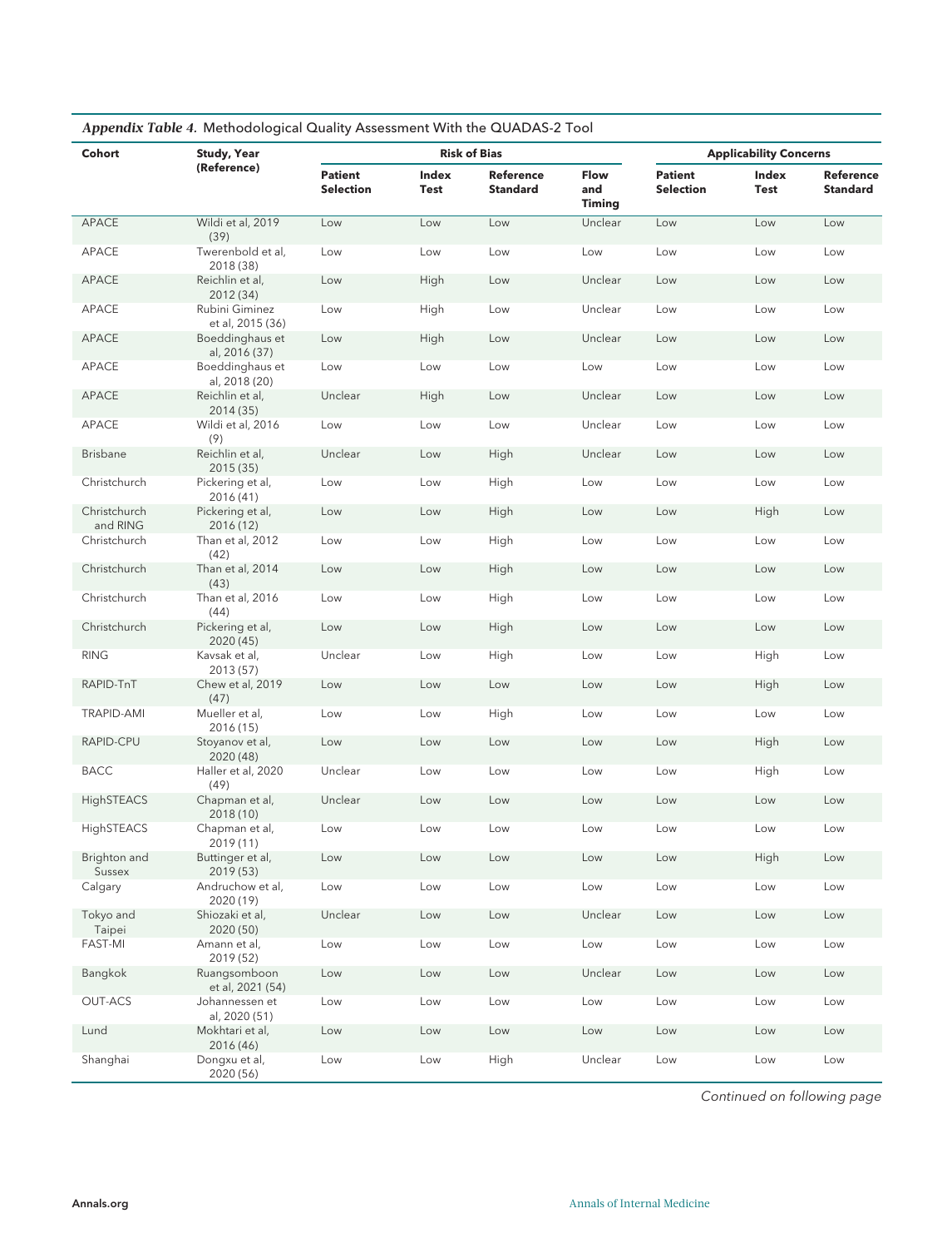*Appendix Table 4.* Methodological Quality Assessment With the QUADAS-2 Tool

| Cohort | Study, Year (Reference) | Risk of Bias | | | | Applicability Concerns | | |
|---|---|---|---|---|---|---|---|---|
| | | Patient Selection | Index Test | Reference Standard | Flow and Timing | Patient Selection | Index Test | Reference Standard |
| APACE | Wildi et al, 2019 (39) | Low | Low | Low | Unclear | Low | Low | Low |
| APACE | Twerenbold et al, 2018 (38) | Low | Low | Low | Low | Low | Low | Low |
| APACE | Reichlin et al, 2012 (34) | Low | High | Low | Unclear | Low | Low | Low |
| APACE | Rubini Giminez et al, 2015 (36) | Low | High | Low | Unclear | Low | Low | Low |
| APACE | Boeddinghaus et al, 2016 (37) | Low | High | Low | Unclear | Low | Low | Low |
| APACE | Boeddinghaus et al, 2018 (20) | Low | Low | Low | Low | Low | Low | Low |
| APACE | Reichlin et al, 2014 (35) | Unclear | High | Low | Unclear | Low | Low | Low |
| APACE | Wildi et al, 2016 (9) | Low | Low | Low | Unclear | Low | Low | Low |
| Brisbane | Reichlin et al, 2015 (35) | Unclear | Low | High | Unclear | Low | Low | Low |
| Christchurch | Pickering et al, 2016 (41) | Low | Low | High | Low | Low | Low | Low |
| Christchurch and RING | Pickering et al, 2016 (12) | Low | Low | High | Low | Low | High | Low |
| Christchurch | Than et al, 2012 (42) | Low | Low | High | Low | Low | Low | Low |
| Christchurch | Than et al, 2014 (43) | Low | Low | High | Low | Low | Low | Low |
| Christchurch | Than et al, 2016 (44) | Low | Low | High | Low | Low | Low | Low |
| Christchurch | Pickering et al, 2020 (45) | Low | Low | High | Low | Low | Low | Low |
| RING | Kavsak et al, 2013 (57) | Unclear | Low | High | Low | Low | High | Low |
| RAPID-TnT | Chew et al, 2019 (47) | Low | Low | Low | Low | Low | High | Low |
| TRAPID-AMI | Mueller et al, 2016 (15) | Low | Low | High | Low | Low | Low | Low |
| RAPID-CPU | Stoyanov et al, 2020 (48) | Low | Low | Low | Low | Low | High | Low |
| BACC | Haller et al, 2020 (49) | Unclear | Low | Low | Low | Low | High | Low |
| HighSTEACS | Chapman et al, 2018 (10) | Unclear | Low | Low | Low | Low | Low | Low |
| HighSTEACS | Chapman et al, 2019 (11) | Low | Low | Low | Low | Low | Low | Low |
| Brighton and Sussex | Buttinger et al, 2019 (53) | Low | Low | Low | Low | Low | High | Low |
| Calgary | Andruchow et al, 2020 (19) | Low | Low | Low | Low | Low | Low | Low |
| Tokyo and Taipei | Shiozaki et al, 2020 (50) | Unclear | Low | Low | Unclear | Low | Low | Low |
| FAST-MI | Amann et al, 2019 (52) | Low | Low | Low | Low | Low | Low | Low |
| Bangkok | Ruangsomboon et al, 2021 (54) | Low | Low | Low | Unclear | Low | Low | Low |
| OUT-ACS | Johannessen et al, 2020 (51) | Low | Low | Low | Low | Low | Low | Low |
| Lund | Mokhtari et al, 2016 (46) | Low | Low | Low | Low | Low | Low | Low |
| Shanghai | Dongxu et al, 2020 (56) | Low | Low | High | Unclear | Low | Low | Low |

*Continued on following page*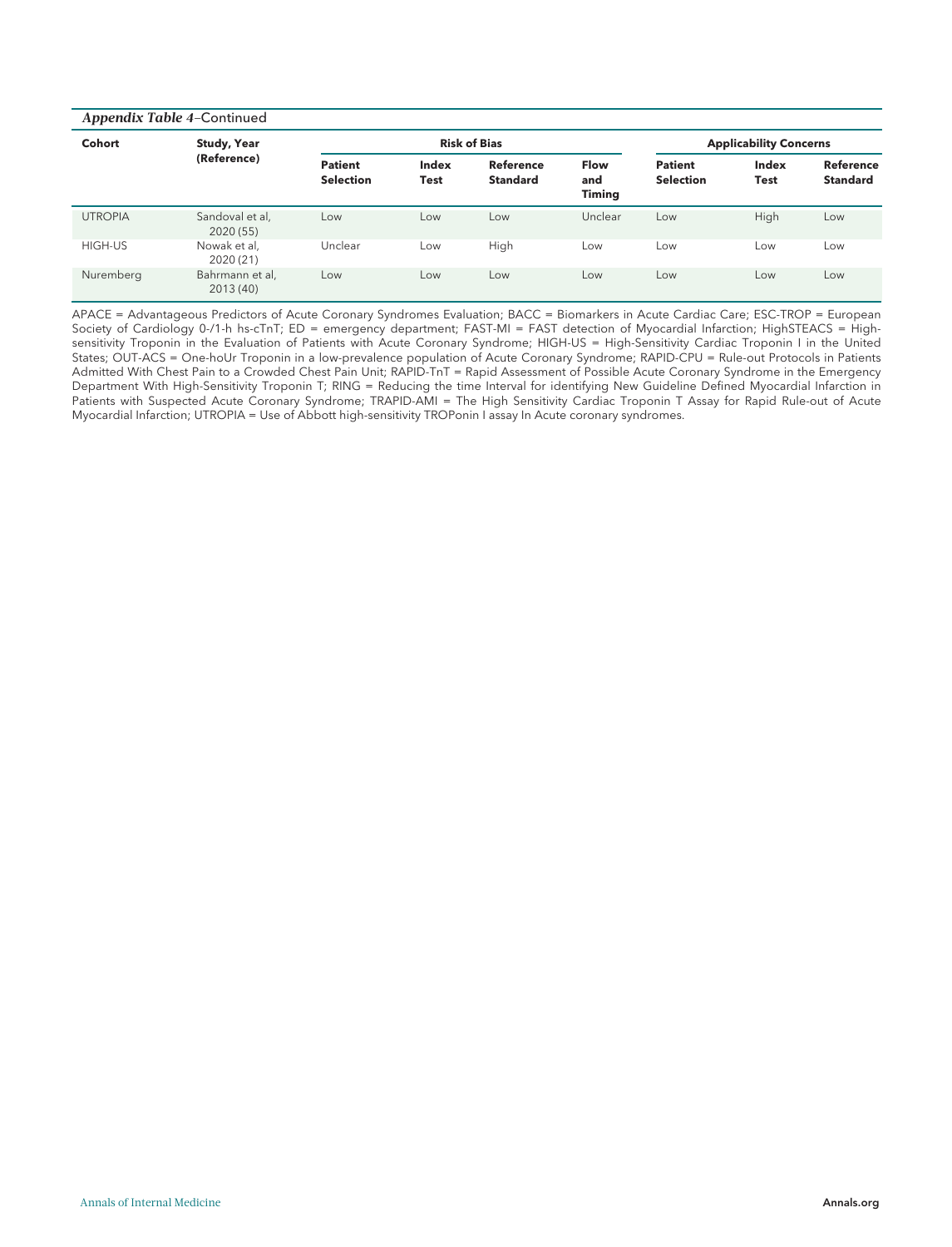*Appendix Table 4*–Continued

| Cohort | Study, Year (Reference) | Risk of Bias | | | | Applicability Concerns | | |
|---|---|---|---|---|---|---|---|---|
| | | Patient Selection | Index Test | Reference Standard | Flow and Timing | Patient Selection | Index Test | Reference Standard |
| UTROPIA | Sandoval et al, 2020 (55) | Low | Low | Low | Unclear | Low | High | Low |
| HIGH-US | Nowak et al, 2020 (21) | Unclear | Low | High | Low | Low | Low | Low |
| Nuremberg | Bahrmann et al, 2013 (40) | Low | Low | Low | Low | Low | Low | Low |

APACE = Advantageous Predictors of Acute Coronary Syndromes Evaluation; BACC = Biomarkers in Acute Cardiac Care; ESC-TROP = European Society of Cardiology 0-/1-h hs-cTnT; ED = emergency department; FAST-MI = FAST detection of Myocardial Infarction; HighSTEACS = High-sensitivity Troponin in the Evaluation of Patients with Acute Coronary Syndrome; HIGH-US = High-Sensitivity Cardiac Troponin I in the United States; OUT-ACS = One-hoUr Troponin in a low-prevalence population of Acute Coronary Syndrome; RAPID-CPU = Rule-out Protocols in Patients Admitted With Chest Pain to a Crowded Chest Pain Unit; RAPID-TnT = Rapid Assessment of Possible Acute Coronary Syndrome in the Emergency Department With High-Sensitivity Troponin T; RING = Reducing the time Interval for identifying New Guideline Defined Myocardial Infarction in Patients with Suspected Acute Coronary Syndrome; TRAPID-AMI = The High Sensitivity Cardiac Troponin T Assay for Rapid Rule-out of Acute Myocardial Infarction; UTROPIA = Use of Abbott high-sensitivity TROPonin I assay In Acute coronary syndromes.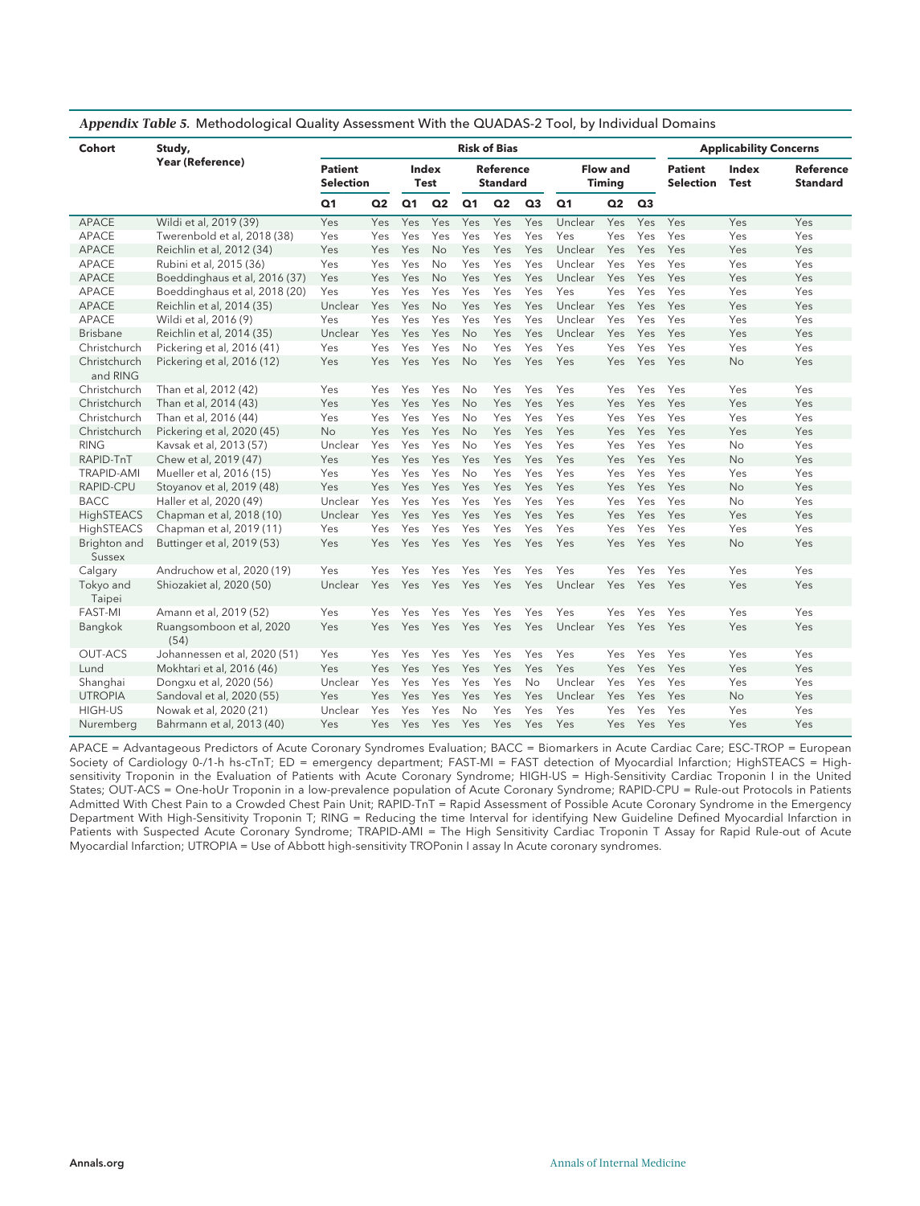*Appendix Table 5.* Methodological Quality Assessment With the QUADAS-2 Tool, by Individual Domains

| Cohort | Study, Year (Reference) | Risk of Bias | | | | | | | | | | Applicability Concerns | | |
|---|---|---|---|---|---|---|---|---|---|---|---|---|---|---|
| | | Patient Selection | | Index Test | | Reference Standard | | | Flow and Timing | | | Patient Selection | Index Test | Reference Standard |
| | | Q1 | Q2 | Q1 | Q2 | Q1 | Q2 | Q3 | Q1 | Q2 | Q3 | | | |
| APACE | Wildi et al, 2019 (39) | Yes | Yes | Yes | Yes | Yes | Yes | Yes | Unclear | Yes | Yes | Yes | Yes | Yes |
| APACE | Twerenbold et al, 2018 (38) | Yes | Yes | Yes | Yes | Yes | Yes | Yes | Yes | Yes | Yes | Yes | Yes | Yes |
| APACE | Reichlin et al, 2012 (34) | Yes | Yes | Yes | No | Yes | Yes | Yes | Unclear | Yes | Yes | Yes | Yes | Yes |
| APACE | Rubini et al, 2015 (36) | Yes | Yes | Yes | No | Yes | Yes | Yes | Unclear | Yes | Yes | Yes | Yes | Yes |
| APACE | Boeddinghaus et al, 2016 (37) | Yes | Yes | Yes | No | Yes | Yes | Yes | Unclear | Yes | Yes | Yes | Yes | Yes |
| APACE | Boeddinghaus et al, 2018 (20) | Yes | Yes | Yes | Yes | Yes | Yes | Yes | Yes | Yes | Yes | Yes | Yes | Yes |
| APACE | Reichlin et al, 2014 (35) | Unclear | Yes | Yes | No | Yes | Yes | Yes | Unclear | Yes | Yes | Yes | Yes | Yes |
| APACE | Wildi et al, 2016 (9) | Yes | Yes | Yes | Yes | Yes | Yes | Yes | Unclear | Yes | Yes | Yes | Yes | Yes |
| Brisbane | Reichlin et al, 2014 (35) | Unclear | Yes | Yes | Yes | No | Yes | Yes | Unclear | Yes | Yes | Yes | Yes | Yes |
| Christchurch | Pickering et al, 2016 (41) | Yes | Yes | Yes | Yes | No | Yes | Yes | Yes | Yes | Yes | Yes | Yes | Yes |
| Christchurch and RING | Pickering et al, 2016 (12) | Yes | Yes | Yes | Yes | No | Yes | Yes | Yes | Yes | Yes | Yes | No | Yes |
| Christchurch | Than et al, 2012 (42) | Yes | Yes | Yes | Yes | No | Yes | Yes | Yes | Yes | Yes | Yes | Yes | Yes |
| Christchurch | Than et al, 2014 (43) | Yes | Yes | Yes | Yes | No | Yes | Yes | Yes | Yes | Yes | Yes | Yes | Yes |
| Christchurch | Than et al, 2016 (44) | Yes | Yes | Yes | Yes | No | Yes | Yes | Yes | Yes | Yes | Yes | Yes | Yes |
| Christchurch | Pickering et al, 2020 (45) | No | Yes | Yes | Yes | No | Yes | Yes | Yes | Yes | Yes | Yes | Yes | Yes |
| RING | Kavsak et al, 2013 (57) | Unclear | Yes | Yes | Yes | No | Yes | Yes | Yes | Yes | Yes | Yes | No | Yes |
| RAPID-TnT | Chew et al, 2019 (47) | Yes | Yes | Yes | Yes | Yes | Yes | Yes | Yes | Yes | Yes | Yes | No | Yes |
| TRAPID-AMI | Mueller et al, 2016 (15) | Yes | Yes | Yes | Yes | No | Yes | Yes | Yes | Yes | Yes | Yes | Yes | Yes |
| RAPID-CPU | Stoyanov et al, 2019 (48) | Yes | Yes | Yes | Yes | Yes | Yes | Yes | Yes | Yes | Yes | Yes | No | Yes |
| BACC | Haller et al, 2020 (49) | Unclear | Yes | Yes | Yes | Yes | Yes | Yes | Yes | Yes | Yes | Yes | No | Yes |
| HighSTEACS | Chapman et al, 2018 (10) | Unclear | Yes | Yes | Yes | Yes | Yes | Yes | Yes | Yes | Yes | Yes | Yes | Yes |
| HighSTEACS | Chapman et al, 2019 (11) | Yes | Yes | Yes | Yes | Yes | Yes | Yes | Yes | Yes | Yes | Yes | Yes | Yes |
| Brighton and Sussex | Buttinger et al, 2019 (53) | Yes | Yes | Yes | Yes | Yes | Yes | Yes | Yes | Yes | Yes | Yes | No | Yes |
| Calgary | Andruchow et al, 2020 (19) | Yes | Yes | Yes | Yes | Yes | Yes | Yes | Yes | Yes | Yes | Yes | Yes | Yes |
| Tokyo and Taipei | Shiozakiet al, 2020 (50) | Unclear | Yes | Yes | Yes | Yes | Yes | Yes | Unclear | Yes | Yes | Yes | Yes | Yes |
| FAST-MI | Amann et al, 2019 (52) | Yes | Yes | Yes | Yes | Yes | Yes | Yes | Yes | Yes | Yes | Yes | Yes | Yes |
| Bangkok | Ruangsomboon et al, 2020 (54) | Yes | Yes | Yes | Yes | Yes | Yes | Yes | Unclear | Yes | Yes | Yes | Yes | Yes |
| OUT-ACS | Johannessen et al, 2020 (51) | Yes | Yes | Yes | Yes | Yes | Yes | Yes | Yes | Yes | Yes | Yes | Yes | Yes |
| Lund | Mokhtari et al, 2016 (46) | Yes | Yes | Yes | Yes | Yes | Yes | Yes | Yes | Yes | Yes | Yes | Yes | Yes |
| Shanghai | Dongxu et al, 2020 (56) | Unclear | Yes | Yes | Yes | Yes | Yes | No | Unclear | Yes | Yes | Yes | Yes | Yes |
| UTROPIA | Sandoval et al, 2020 (55) | Yes | Yes | Yes | Yes | Yes | Yes | Yes | Unclear | Yes | Yes | Yes | No | Yes |
| HIGH-US | Nowak et al, 2020 (21) | Unclear | Yes | Yes | Yes | No | Yes | Yes | Yes | Yes | Yes | Yes | Yes | Yes |
| Nuremberg | Bahrmann et al, 2013 (40) | Yes | Yes | Yes | Yes | Yes | Yes | Yes | Yes | Yes | Yes | Yes | Yes | Yes |

APACE = Advantageous Predictors of Acute Coronary Syndromes Evaluation; BACC = Biomarkers in Acute Cardiac Care; ESC-TROP = European Society of Cardiology 0-/1-h hs-cTnT; ED = emergency department; FAST-MI = FAST detection of Myocardial Infarction; HighSTEACS = High-sensitivity Troponin in the Evaluation of Patients with Acute Coronary Syndrome; HIGH-US = High-Sensitivity Cardiac Troponin I in the United States; OUT-ACS = One-hoUr Troponin in a low-prevalence population of Acute Coronary Syndrome; RAPID-CPU = Rule-out Protocols in Patients Admitted With Chest Pain to a Crowded Chest Pain Unit; RAPID-TnT = Rapid Assessment of Possible Acute Coronary Syndrome in the Emergency Department With High-Sensitivity Troponin T; RING = Reducing the time Interval for identifying New Guideline Defined Myocardial Infarction in Patients with Suspected Acute Coronary Syndrome; TRAPID-AMI = The High Sensitivity Cardiac Troponin T Assay for Rapid Rule-out of Acute Myocardial Infarction; UTROPIA = Use of Abbott high-sensitivity TROPonin I assay In Acute coronary syndromes.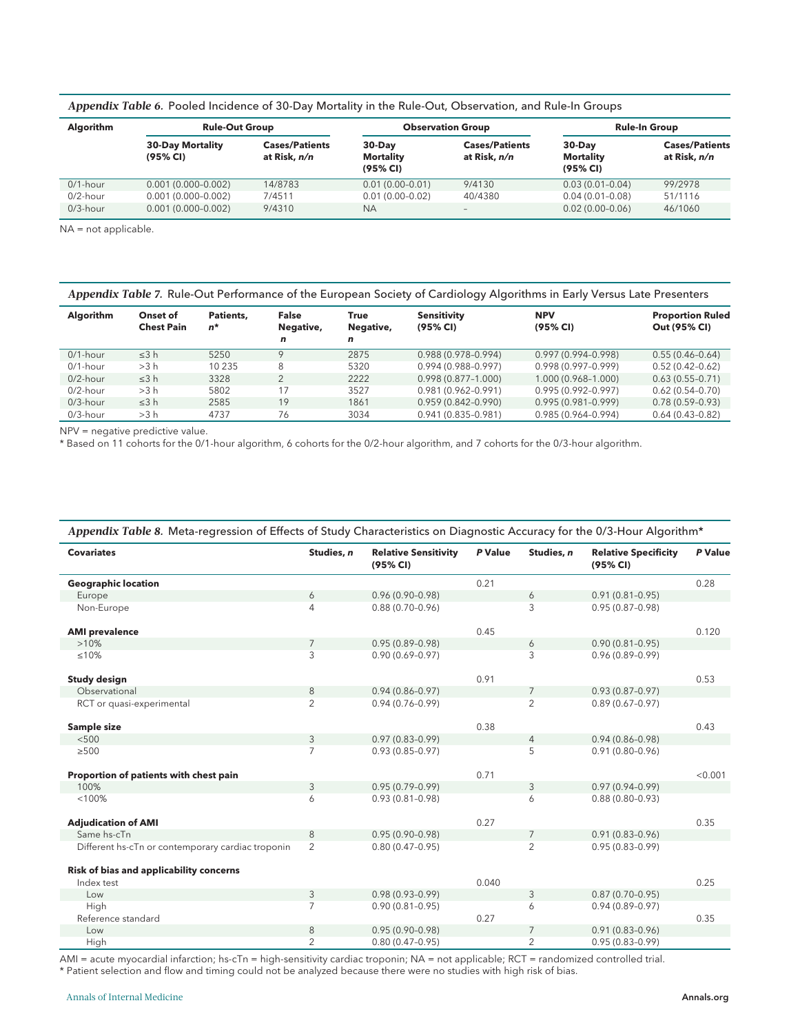*Appendix Table 6.* Pooled Incidence of 30-Day Mortality in the Rule-Out, Observation, and Rule-In Groups

| Algorithm | Rule-Out Group | | Observation Group | | Rule-In Group | |
|---|---|---|---|---|---|---|
| | 30-Day Mortality (95% CI) | Cases/Patients at Risk, n/n | 30-Day Mortality (95% CI) | Cases/Patients at Risk, n/n | 30-Day Mortality (95% CI) | Cases/Patients at Risk, n/n |
| 0/1-hour | 0.001 (0.000–0.002) | 14/8783 | 0.01 (0.00–0.01) | 9/4130 | 0.03 (0.01–0.04) | 99/2978 |
| 0/2-hour | 0.001 (0.000–0.002) | 7/4511 | 0.01 (0.00–0.02) | 40/4380 | 0.04 (0.01–0.08) | 51/1116 |
| 0/3-hour | 0.001 (0.000–0.002) | 9/4310 | NA | – | 0.02 (0.00–0.06) | 46/1060 |

NA = not applicable.

*Appendix Table 7.* Rule-Out Performance of the European Society of Cardiology Algorithms in Early Versus Late Presenters

| Algorithm | Onset of Chest Pain | Patients, n* | False Negative, n | True Negative, n | Sensitivity (95% CI) | NPV (95% CI) | Proportion Ruled Out (95% CI) |
|---|---|---|---|---|---|---|---|
| 0/1-hour | ≤3 h | 5250 | 9 | 2875 | 0.988 (0.978–0.994) | 0.997 (0.994–0.998) | 0.55 (0.46–0.64) |
| 0/1-hour | >3 h | 10 235 | 8 | 5320 | 0.994 (0.988–0.997) | 0.998 (0.997–0.999) | 0.52 (0.42–0.62) |
| 0/2-hour | ≤3 h | 3328 | 2 | 2222 | 0.998 (0.877–1.000) | 1.000 (0.968–1.000) | 0.63 (0.55–0.71) |
| 0/2-hour | >3 h | 5802 | 17 | 3527 | 0.981 (0.962–0.991) | 0.995 (0.992–0.997) | 0.62 (0.54–0.70) |
| 0/3-hour | ≤3 h | 2585 | 19 | 1861 | 0.959 (0.842–0.990) | 0.995 (0.981–0.999) | 0.78 (0.59–0.93) |
| 0/3-hour | >3 h | 4737 | 76 | 3034 | 0.941 (0.835–0.981) | 0.985 (0.964–0.994) | 0.64 (0.43–0.82) |

NPV = negative predictive value.
* Based on 11 cohorts for the 0/1-hour algorithm, 6 cohorts for the 0/2-hour algorithm, and 7 cohorts for the 0/3-hour algorithm.

*Appendix Table 8.* Meta-regression of Effects of Study Characteristics on Diagnostic Accuracy for the 0/3-Hour Algorithm*

| Covariates | Studies, n | Relative Sensitivity (95% CI) | P Value | Studies, n | Relative Specificity (95% CI) | P Value |
|---|---|---|---|---|---|---|
| **Geographic location** | | | 0.21 | | | 0.28 |
| Europe | 6 | 0.96 (0.90–0.98) | | 6 | 0.91 (0.81–0.95) | |
| Non-Europe | 4 | 0.88 (0.70–0.96) | | 3 | 0.95 (0.87–0.98) | |
| **AMI prevalence** | | | 0.45 | | | 0.120 |
| >10% | 7 | 0.95 (0.89–0.98) | | 6 | 0.90 (0.81–0.95) | |
| ≤10% | 3 | 0.90 (0.69–0.97) | | 3 | 0.96 (0.89–0.99) | |
| **Study design** | | | 0.91 | | | 0.53 |
| Observational | 8 | 0.94 (0.86–0.97) | | 7 | 0.93 (0.87–0.97) | |
| RCT or quasi-experimental | 2 | 0.94 (0.76–0.99) | | 2 | 0.89 (0.67–0.97) | |
| **Sample size** | | | 0.38 | | | 0.43 |
| <500 | 3 | 0.97 (0.83–0.99) | | 4 | 0.94 (0.86–0.98) | |
| ≥500 | 7 | 0.93 (0.85–0.97) | | 5 | 0.91 (0.80–0.96) | |
| **Proportion of patients with chest pain** | | | 0.71 | | | <0.001 |
| 100% | 3 | 0.95 (0.79–0.99) | | 3 | 0.97 (0.94–0.99) | |
| <100% | 6 | 0.93 (0.81–0.98) | | 6 | 0.88 (0.80–0.93) | |
| **Adjudication of AMI** | | | 0.27 | | | 0.35 |
| Same hs-cTn | 8 | 0.95 (0.90–0.98) | | 7 | 0.91 (0.83–0.96) | |
| Different hs-cTn or contemporary cardiac troponin | 2 | 0.80 (0.47–0.95) | | 2 | 0.95 (0.83–0.99) | |
| **Risk of bias and applicability concerns** | | | | | | |
| Index test | | | 0.040 | | | 0.25 |
| Low | 3 | 0.98 (0.93–0.99) | | 3 | 0.87 (0.70–0.95) | |
| High | 7 | 0.90 (0.81–0.95) | | 6 | 0.94 (0.89–0.97) | |
| Reference standard | | | 0.27 | | | 0.35 |
| Low | 8 | 0.95 (0.90–0.98) | | 7 | 0.91 (0.83–0.96) | |
| High | 2 | 0.80 (0.47–0.95) | | 2 | 0.95 (0.83–0.99) | |

AMI = acute myocardial infarction; hs-cTn = high-sensitivity cardiac troponin; NA = not applicable; RCT = randomized controlled trial.
* Patient selection and flow and timing could not be analyzed because there were no studies with high risk of bias.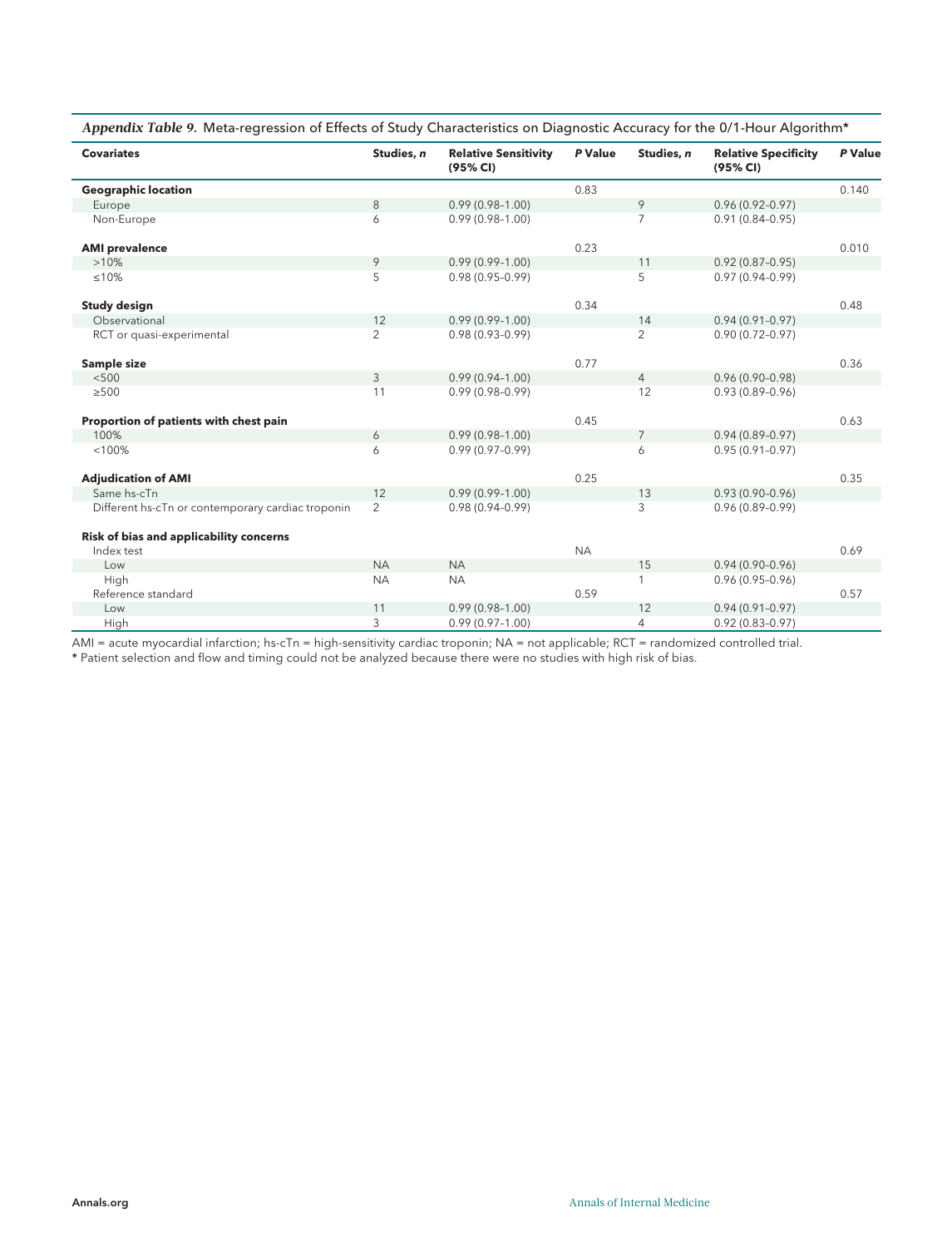*Appendix Table 9.* Meta-regression of Effects of Study Characteristics on Diagnostic Accuracy for the 0/1-Hour Algorithm*

| Covariates | Studies, *n* | Relative Sensitivity (95% CI) | *P* Value | Studies, *n* | Relative Specificity (95% CI) | *P* Value |
|---|---|---|---|---|---|---|
| **Geographic location** | | | 0.83 | | | 0.140 |
| Europe | 8 | 0.99 (0.98–1.00) | | 9 | 0.96 (0.92–0.97) | |
| Non-Europe | 6 | 0.99 (0.98–1.00) | | 7 | 0.91 (0.84–0.95) | |
| **AMI prevalence** | | | 0.23 | | | 0.010 |
| >10% | 9 | 0.99 (0.99–1.00) | | 11 | 0.92 (0.87–0.95) | |
| ≤10% | 5 | 0.98 (0.95–0.99) | | 5 | 0.97 (0.94–0.99) | |
| **Study design** | | | 0.34 | | | 0.48 |
| Observational | 12 | 0.99 (0.99–1.00) | | 14 | 0.94 (0.91–0.97) | |
| RCT or quasi-experimental | 2 | 0.98 (0.93–0.99) | | 2 | 0.90 (0.72–0.97) | |
| **Sample size** | | | 0.77 | | | 0.36 |
| <500 | 3 | 0.99 (0.94–1.00) | | 4 | 0.96 (0.90–0.98) | |
| ≥500 | 11 | 0.99 (0.98–0.99) | | 12 | 0.93 (0.89–0.96) | |
| **Proportion of patients with chest pain** | | | 0.45 | | | 0.63 |
| 100% | 6 | 0.99 (0.98–1.00) | | 7 | 0.94 (0.89–0.97) | |
| <100% | 6 | 0.99 (0.97–0.99) | | 6 | 0.95 (0.91–0.97) | |
| **Adjudication of AMI** | | | 0.25 | | | 0.35 |
| Same hs-cTn | 12 | 0.99 (0.99–1.00) | | 13 | 0.93 (0.90–0.96) | |
| Different hs-cTn or contemporary cardiac troponin | 2 | 0.98 (0.94–0.99) | | 3 | 0.96 (0.89–0.99) | |
| **Risk of bias and applicability concerns** | | | | | | |
| Index test | | | NA | | | 0.69 |
| Low | NA | NA | | 15 | 0.94 (0.90–0.96) | |
| High | NA | NA | | 1 | 0.96 (0.95–0.96) | |
| Reference standard | | | 0.59 | | | 0.57 |
| Low | 11 | 0.99 (0.98–1.00) | | 12 | 0.94 (0.91–0.97) | |
| High | 3 | 0.99 (0.97–1.00) | | 4 | 0.92 (0.83–0.97) | |

AMI = acute myocardial infarction; hs-cTn = high-sensitivity cardiac troponin; NA = not applicable; RCT = randomized controlled trial.
* Patient selection and flow and timing could not be analyzed because there were no studies with high risk of bias.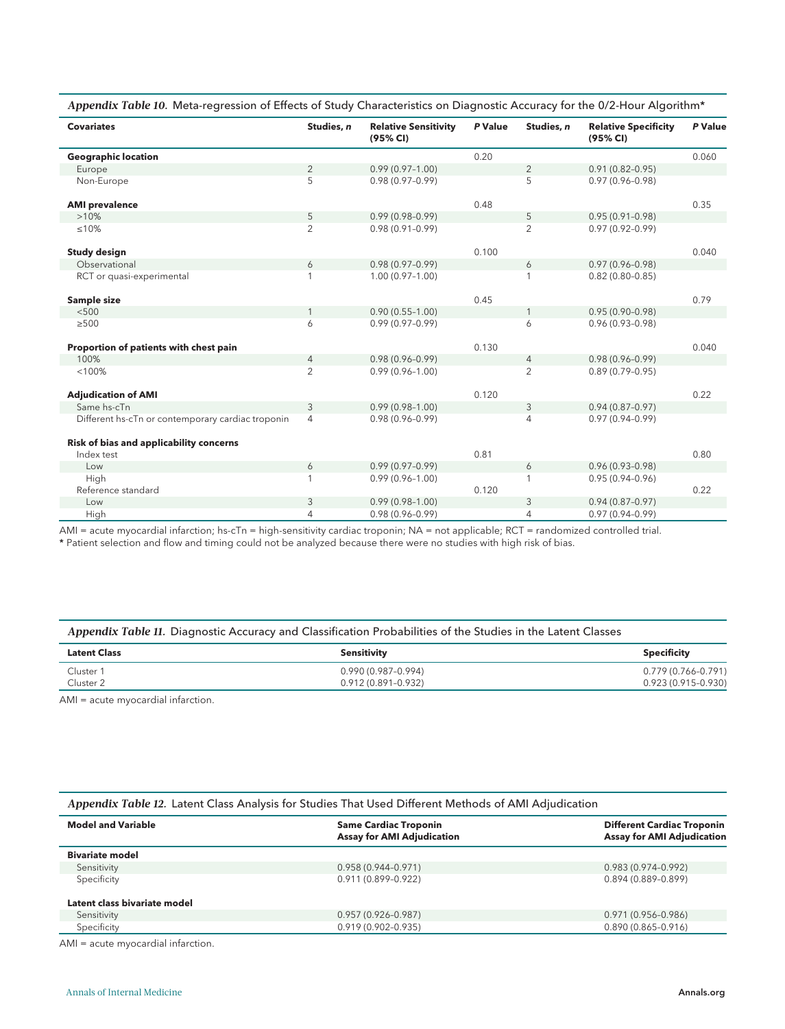*Appendix Table 10.* Meta-regression of Effects of Study Characteristics on Diagnostic Accuracy for the 0/2-Hour Algorithm*

| Covariates | Studies, *n* | Relative Sensitivity (95% CI) | *P* Value | Studies, *n* | Relative Specificity (95% CI) | *P* Value |
|---|---|---|---|---|---|---|
| **Geographic location** | | | 0.20 | | | 0.060 |
| Europe | 2 | 0.99 (0.97–1.00) | | 2 | 0.91 (0.82–0.95) | |
| Non-Europe | 5 | 0.98 (0.97–0.99) | | 5 | 0.97 (0.96–0.98) | |
| **AMI prevalence** | | | 0.48 | | | 0.35 |
| >10% | 5 | 0.99 (0.98–0.99) | | 5 | 0.95 (0.91–0.98) | |
| ≤10% | 2 | 0.98 (0.91–0.99) | | 2 | 0.97 (0.92–0.99) | |
| **Study design** | | | 0.100 | | | 0.040 |
| Observational | 6 | 0.98 (0.97–0.99) | | 6 | 0.97 (0.96–0.98) | |
| RCT or quasi-experimental | 1 | 1.00 (0.97–1.00) | | 1 | 0.82 (0.80–0.85) | |
| **Sample size** | | | 0.45 | | | 0.79 |
| <500 | 1 | 0.90 (0.55–1.00) | | 1 | 0.95 (0.90–0.98) | |
| ≥500 | 6 | 0.99 (0.97–0.99) | | 6 | 0.96 (0.93–0.98) | |
| **Proportion of patients with chest pain** | | | 0.130 | | | 0.040 |
| 100% | 4 | 0.98 (0.96–0.99) | | 4 | 0.98 (0.96–0.99) | |
| <100% | 2 | 0.99 (0.96–1.00) | | 2 | 0.89 (0.79–0.95) | |
| **Adjudication of AMI** | | | 0.120 | | | 0.22 |
| Same hs-cTn | 3 | 0.99 (0.98–1.00) | | 3 | 0.94 (0.87–0.97) | |
| Different hs-cTn or contemporary cardiac troponin | 4 | 0.98 (0.96–0.99) | | 4 | 0.97 (0.94–0.99) | |
| **Risk of bias and applicability concerns** | | | | | | |
| Index test | | | 0.81 | | | 0.80 |
| Low | 6 | 0.99 (0.97–0.99) | | 6 | 0.96 (0.93–0.98) | |
| High | 1 | 0.99 (0.96–1.00) | | 1 | 0.95 (0.94–0.96) | |
| Reference standard | | | 0.120 | | | 0.22 |
| Low | 3 | 0.99 (0.98–1.00) | | 3 | 0.94 (0.87–0.97) | |
| High | 4 | 0.98 (0.96–0.99) | | 4 | 0.97 (0.94–0.99) | |

AMI = acute myocardial infarction; hs-cTn = high-sensitivity cardiac troponin; NA = not applicable; RCT = randomized controlled trial.
* Patient selection and flow and timing could not be analyzed because there were no studies with high risk of bias.

*Appendix Table 11.* Diagnostic Accuracy and Classification Probabilities of the Studies in the Latent Classes

| Latent Class | Sensitivity | Specificity |
|---|---|---|
| Cluster 1 | 0.990 (0.987–0.994) | 0.779 (0.766–0.791) |
| Cluster 2 | 0.912 (0.891–0.932) | 0.923 (0.915–0.930) |

AMI = acute myocardial infarction.

*Appendix Table 12.* Latent Class Analysis for Studies That Used Different Methods of AMI Adjudication

| Model and Variable | Same Cardiac Troponin Assay for AMI Adjudication | Different Cardiac Troponin Assay for AMI Adjudication |
|---|---|---|
| **Bivariate model** | | |
| Sensitivity | 0.958 (0.944–0.971) | 0.983 (0.974–0.992) |
| Specificity | 0.911 (0.899–0.922) | 0.894 (0.889–0.899) |
| **Latent class bivariate model** | | |
| Sensitivity | 0.957 (0.926–0.987) | 0.971 (0.956–0.986) |
| Specificity | 0.919 (0.902–0.935) | 0.890 (0.865–0.916) |

AMI = acute myocardial infarction.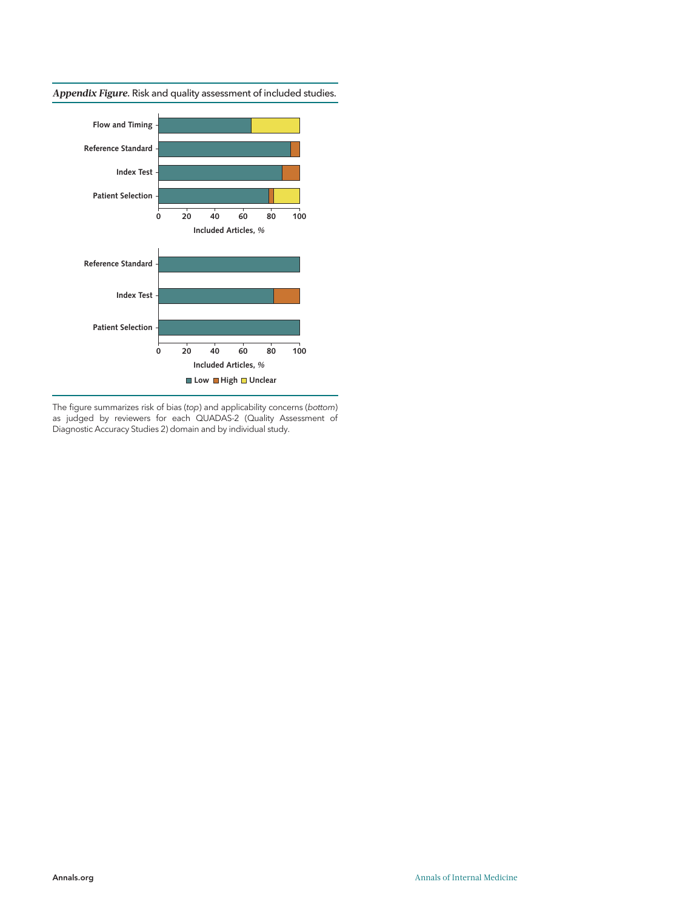***Appendix Figure.*** Risk and quality assessment of included studies.

Flow and Timing
Reference Standard
Index Test
Patient Selection
0 20 40 60 80 100
Included Articles, %

Reference Standard
Index Test
Patient Selection
0 20 40 60 80 100
Included Articles, %

Low High Unclear

The figure summarizes risk of bias (*top*) and applicability concerns (*bottom*) as judged by reviewers for each QUADAS-2 (Quality Assessment of Diagnostic Accuracy Studies 2) domain and by individual study.